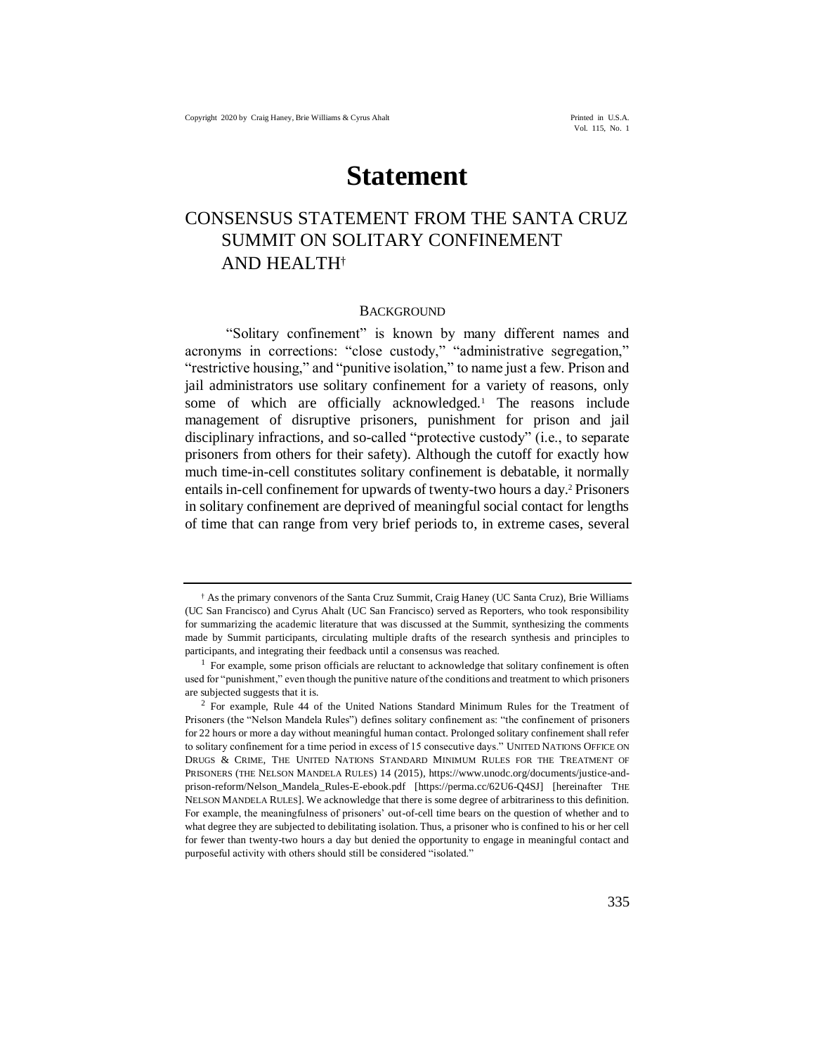# Statement

## CONSENSUS STATEMENT FROM THE SANTA CRUZ SUMMIT ON SOLITARY CONFINEMENT AND HEALTH[†]

### BACKGROUND

"Solitary confinement" is known by many different names and acronyms in corrections: "close custody," "administrative segregation," "restrictive housing," and "punitive isolation," to name just a few. Prison and jail administrators use solitary confinement for a variety of reasons, only some of which are officially acknowledged.[1] The reasons include management of disruptive prisoners, punishment for prison and jail disciplinary infractions, and so-called "protective custody" (i.e., to separate prisoners from others for their safety). Although the cutoff for exactly how much time-in-cell constitutes solitary confinement is debatable, it normally entails in-cell confinement for upwards of twenty-two hours a day.[2] Prisoners in solitary confinement are deprived of meaningful social contact for lengths of time that can range from very brief periods to, in extreme cases, several

---

[†] As the primary convenors of the Santa Cruz Summit, Craig Haney (UC Santa Cruz), Brie Williams (UC San Francisco) and Cyrus Ahalt (UC San Francisco) served as Reporters, who took responsibility for summarizing the academic literature that was discussed at the Summit, synthesizing the comments made by Summit participants, circulating multiple drafts of the research synthesis and principles to participants, and integrating their feedback until a consensus was reached.

[1] For example, some prison officials are reluctant to acknowledge that solitary confinement is often used for "punishment," even though the punitive nature of the conditions and treatment to which prisoners are subjected suggests that it is.

[2] For example, Rule 44 of the United Nations Standard Minimum Rules for the Treatment of Prisoners (the "Nelson Mandela Rules") defines solitary confinement as: "the confinement of prisoners for 22 hours or more a day without meaningful human contact. Prolonged solitary confinement shall refer to solitary confinement for a time period in excess of 15 consecutive days." UNITED NATIONS OFFICE ON DRUGS & CRIME, THE UNITED NATIONS STANDARD MINIMUM RULES FOR THE TREATMENT OF PRISONERS (THE NELSON MANDELA RULES) 14 (2015), https://www.unodc.org/documents/justice-and-prison-reform/Nelson_Mandela_Rules-E-ebook.pdf [https://perma.cc/62U6-Q4SJ] [hereinafter THE NELSON MANDELA RULES]. We acknowledge that there is some degree of arbitrariness to this definition. For example, the meaningfulness of prisoners' out-of-cell time bears on the question of whether and to what degree they are subjected to debilitating isolation. Thus, a prisoner who is confined to his or her cell for fewer than twenty-two hours a day but denied the opportunity to engage in meaningful contact and purposeful activity with others should still be considered "isolated."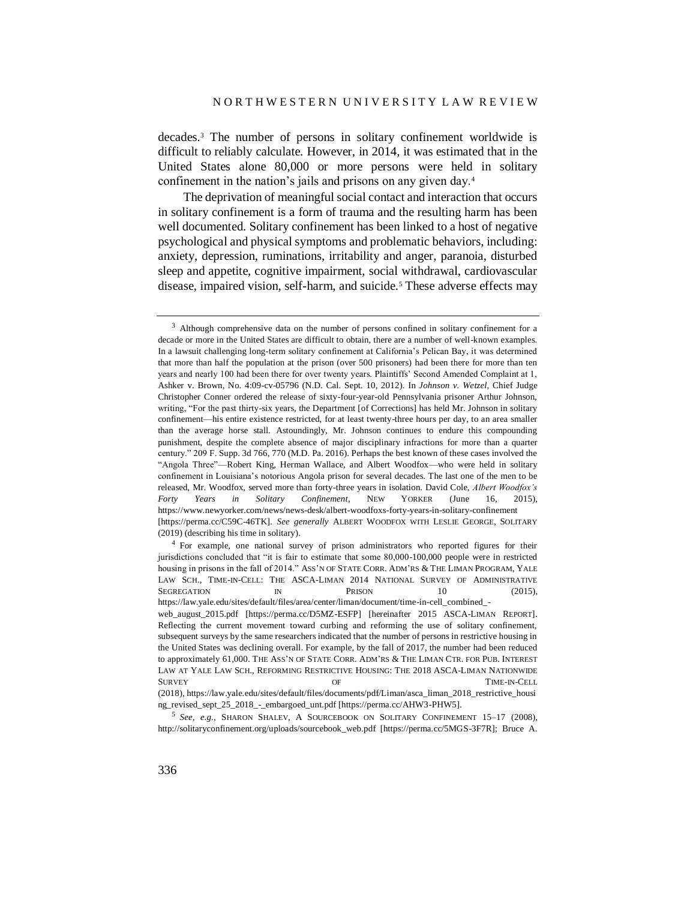decades.[3] The number of persons in solitary confinement worldwide is difficult to reliably calculate. However, in 2014, it was estimated that in the United States alone 80,000 or more persons were held in solitary confinement in the nation's jails and prisons on any given day.[4]

The deprivation of meaningful social contact and interaction that occurs in solitary confinement is a form of trauma and the resulting harm has been well documented. Solitary confinement has been linked to a host of negative psychological and physical symptoms and problematic behaviors, including: anxiety, depression, ruminations, irritability and anger, paranoia, disturbed sleep and appetite, cognitive impairment, social withdrawal, cardiovascular disease, impaired vision, self-harm, and suicide.[5] These adverse effects may

---

[3] Although comprehensive data on the number of persons confined in solitary confinement for a decade or more in the United States are difficult to obtain, there are a number of well-known examples. In a lawsuit challenging long-term solitary confinement at California's Pelican Bay, it was determined that more than half the population at the prison (over 500 prisoners) had been there for more than ten years and nearly 100 had been there for over twenty years. Plaintiffs' Second Amended Complaint at 1, Ashker v. Brown, No. 4:09-cv-05796 (N.D. Cal. Sept. 10, 2012). In *Johnson v. Wetzel*, Chief Judge Christopher Conner ordered the release of sixty-four-year-old Pennsylvania prisoner Arthur Johnson, writing, "For the past thirty-six years, the Department [of Corrections] has held Mr. Johnson in solitary confinement—his entire existence restricted, for at least twenty-three hours per day, to an area smaller than the average horse stall. Astoundingly, Mr. Johnson continues to endure this compounding punishment, despite the complete absence of major disciplinary infractions for more than a quarter century." 209 F. Supp. 3d 766, 770 (M.D. Pa. 2016). Perhaps the best known of these cases involved the "Angola Three"—Robert King, Herman Wallace, and Albert Woodfox—who were held in solitary confinement in Louisiana's notorious Angola prison for several decades. The last one of the men to be released, Mr. Woodfox, served more than forty-three years in isolation. David Cole, *Albert Woodfox's Forty Years in Solitary Confinement*, NEW YORKER (June 16, 2015), https://www.newyorker.com/news/news-desk/albert-woodfoxs-forty-years-in-solitary-confinement [https://perma.cc/C59C-46TK]. *See generally* ALBERT WOODFOX WITH LESLIE GEORGE, SOLITARY (2019) (describing his time in solitary).

[4] For example, one national survey of prison administrators who reported figures for their jurisdictions concluded that "it is fair to estimate that some 80,000-100,000 people were in restricted housing in prisons in the fall of 2014." ASS'N OF STATE CORR. ADM'RS & THE LIMAN PROGRAM, YALE LAW SCH., TIME-IN-CELL: THE ASCA-LIMAN 2014 NATIONAL SURVEY OF ADMINISTRATIVE SEGREGATION IN PRISON 10 (2015), https://law.yale.edu/sites/default/files/area/center/liman/document/time-in-cell_combined_-web_august_2015.pdf [https://perma.cc/D5MZ-ESFP] [hereinafter 2015 ASCA-LIMAN REPORT]. Reflecting the current movement toward curbing and reforming the use of solitary confinement, subsequent surveys by the same researchers indicated that the number of persons in restrictive housing in the United States was declining overall. For example, by the fall of 2017, the number had been reduced to approximately 61,000. THE ASS'N OF STATE CORR. ADM'RS & THE LIMAN CTR. FOR PUB. INTEREST LAW AT YALE LAW SCH., REFORMING RESTRICTIVE HOUSING: THE 2018 ASCA-LIMAN NATIONWIDE SURVEY OF TIME-IN-CELL (2018), https://law.yale.edu/sites/default/files/documents/pdf/Liman/asca_liman_2018_restrictive_housing_revised_sept_25_2018_-_embargoed_unt.pdf [https://perma.cc/AHW3-PHW5].

[5] *See, e.g.*, SHARON SHALEV, A SOURCEBOOK ON SOLITARY CONFINEMENT 15–17 (2008), http://solitaryconfinement.org/uploads/sourcebook_web.pdf [https://perma.cc/5MGS-3F7R]; Bruce A.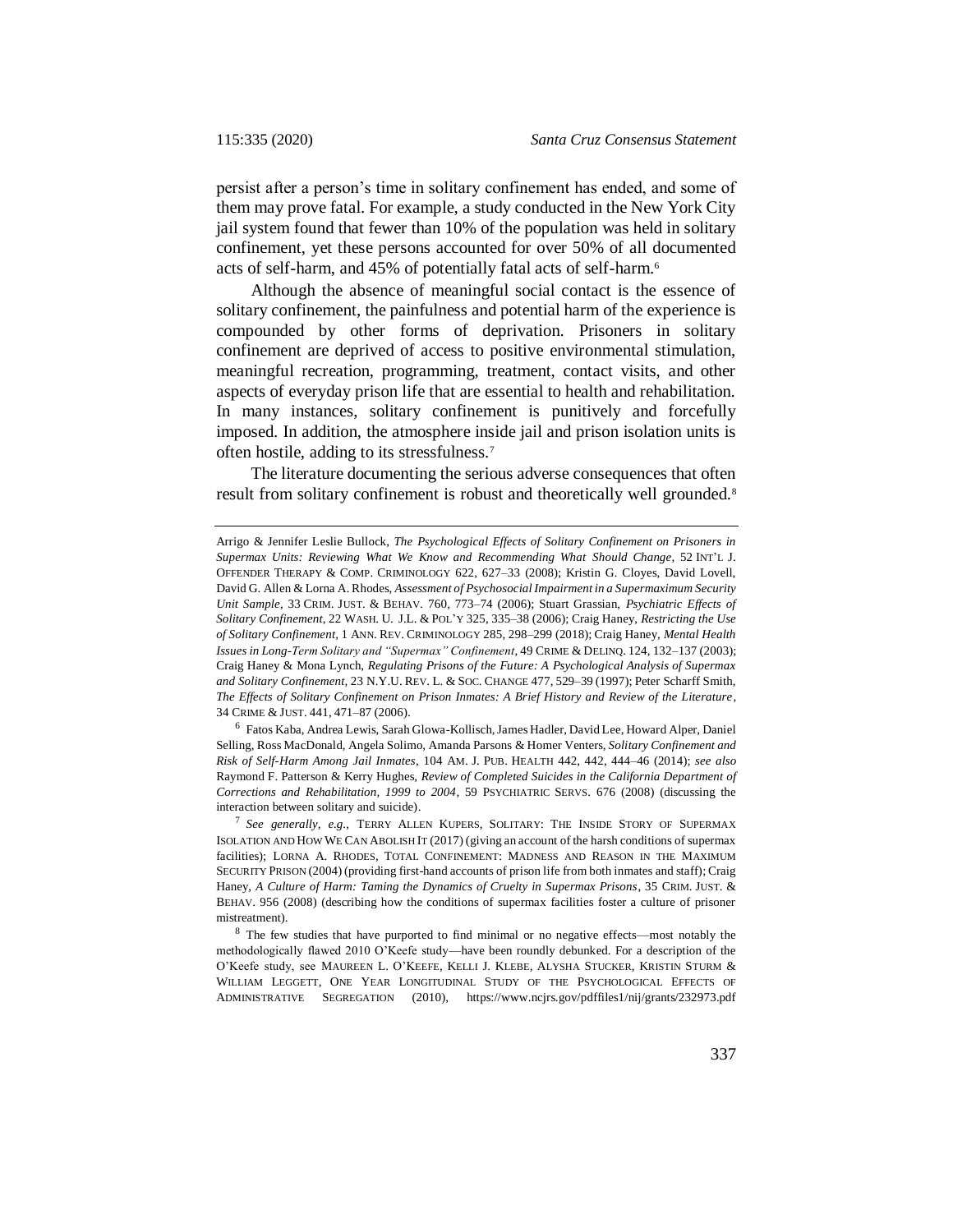persist after a person's time in solitary confinement has ended, and some of them may prove fatal. For example, a study conducted in the New York City jail system found that fewer than 10% of the population was held in solitary confinement, yet these persons accounted for over 50% of all documented acts of self-harm, and 45% of potentially fatal acts of self-harm.[6]

Although the absence of meaningful social contact is the essence of solitary confinement, the painfulness and potential harm of the experience is compounded by other forms of deprivation. Prisoners in solitary confinement are deprived of access to positive environmental stimulation, meaningful recreation, programming, treatment, contact visits, and other aspects of everyday prison life that are essential to health and rehabilitation. In many instances, solitary confinement is punitively and forcefully imposed. In addition, the atmosphere inside jail and prison isolation units is often hostile, adding to its stressfulness.[7]

The literature documenting the serious adverse consequences that often result from solitary confinement is robust and theoretically well grounded.[8]

---

Arrigo & Jennifer Leslie Bullock, *The Psychological Effects of Solitary Confinement on Prisoners in Supermax Units: Reviewing What We Know and Recommending What Should Change*, 52 INT'L J. OFFENDER THERAPY & COMP. CRIMINOLOGY 622, 627–33 (2008); Kristin G. Cloyes, David Lovell, David G. Allen & Lorna A. Rhodes, *Assessment of Psychosocial Impairment in a Supermaximum Security Unit Sample*, 33 CRIM. JUST. & BEHAV. 760, 773–74 (2006); Stuart Grassian, *Psychiatric Effects of Solitary Confinement*, 22 WASH. U. J.L. & POL'Y 325, 335–38 (2006); Craig Haney, *Restricting the Use of Solitary Confinement*, 1 ANN. REV. CRIMINOLOGY 285, 298–299 (2018); Craig Haney, *Mental Health Issues in Long-Term Solitary and "Supermax" Confinement*, 49 CRIME & DELINQ. 124, 132–137 (2003); Craig Haney & Mona Lynch, *Regulating Prisons of the Future: A Psychological Analysis of Supermax and Solitary Confinement*, 23 N.Y.U. REV. L. & SOC. CHANGE 477, 529–39 (1997); Peter Scharff Smith, *The Effects of Solitary Confinement on Prison Inmates: A Brief History and Review of the Literature*, 34 CRIME & JUST. 441, 471–87 (2006).

[6] Fatos Kaba, Andrea Lewis, Sarah Glowa-Kollisch, James Hadler, David Lee, Howard Alper, Daniel Selling, Ross MacDonald, Angela Solimo, Amanda Parsons & Homer Venters, *Solitary Confinement and Risk of Self-Harm Among Jail Inmates*, 104 AM. J. PUB. HEALTH 442, 442, 444–46 (2014); *see also* Raymond F. Patterson & Kerry Hughes, *Review of Completed Suicides in the California Department of Corrections and Rehabilitation, 1999 to 2004*, 59 PSYCHIATRIC SERVS. 676 (2008) (discussing the interaction between solitary and suicide).

[7] *See generally, e.g.*, TERRY ALLEN KUPERS, SOLITARY: THE INSIDE STORY OF SUPERMAX ISOLATION AND HOW WE CAN ABOLISH IT (2017) (giving an account of the harsh conditions of supermax facilities); LORNA A. RHODES, TOTAL CONFINEMENT: MADNESS AND REASON IN THE MAXIMUM SECURITY PRISON (2004) (providing first-hand accounts of prison life from both inmates and staff); Craig Haney, *A Culture of Harm: Taming the Dynamics of Cruelty in Supermax Prisons*, 35 CRIM. JUST. & BEHAV. 956 (2008) (describing how the conditions of supermax facilities foster a culture of prisoner mistreatment).

[8] The few studies that have purported to find minimal or no negative effects—most notably the methodologically flawed 2010 O'Keefe study—have been roundly debunked. For a description of the O'Keefe study, see MAUREEN L. O'KEEFE, KELLI J. KLEBE, ALYSHA STUCKER, KRISTIN STURM & WILLIAM LEGGETT, ONE YEAR LONGITUDINAL STUDY OF THE PSYCHOLOGICAL EFFECTS OF ADMINISTRATIVE SEGREGATION (2010), https://www.ncjrs.gov/pdffiles1/nij/grants/232973.pdf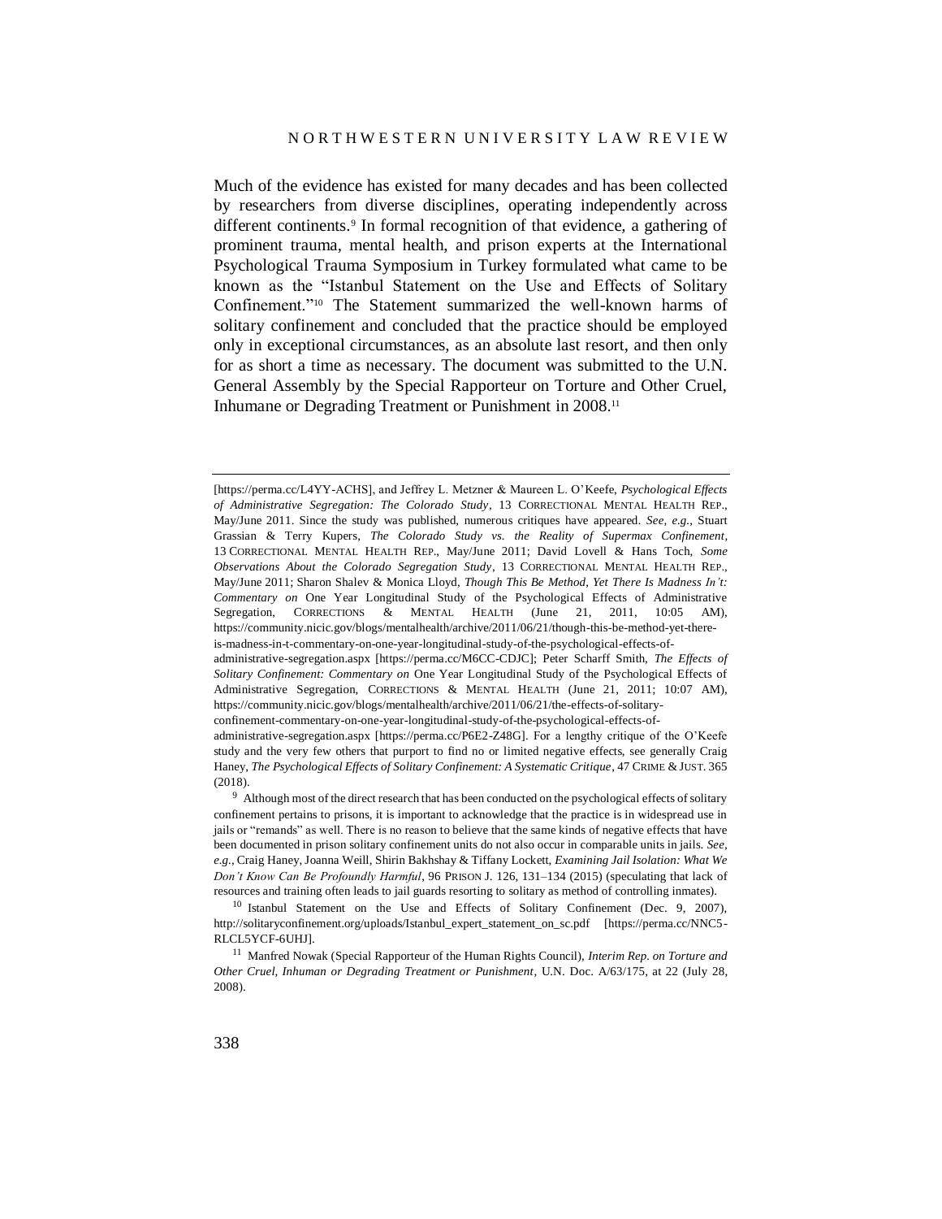Much of the evidence has existed for many decades and has been collected by researchers from diverse disciplines, operating independently across different continents.[9] In formal recognition of that evidence, a gathering of prominent trauma, mental health, and prison experts at the International Psychological Trauma Symposium in Turkey formulated what came to be known as the "Istanbul Statement on the Use and Effects of Solitary Confinement."[10] The Statement summarized the well-known harms of solitary confinement and concluded that the practice should be employed only in exceptional circumstances, as an absolute last resort, and then only for as short a time as necessary. The document was submitted to the U.N. General Assembly by the Special Rapporteur on Torture and Other Cruel, Inhumane or Degrading Treatment or Punishment in 2008.[11]

---

[https://perma.cc/L4YY-ACHS], and Jeffrey L. Metzner & Maureen L. O'Keefe, *Psychological Effects of Administrative Segregation: The Colorado Study*, 13 CORRECTIONAL MENTAL HEALTH REP., May/June 2011. Since the study was published, numerous critiques have appeared. *See, e.g.*, Stuart Grassian & Terry Kupers, *The Colorado Study vs. the Reality of Supermax Confinement*, 13 CORRECTIONAL MENTAL HEALTH REP., May/June 2011; David Lovell & Hans Toch, *Some Observations About the Colorado Segregation Study*, 13 CORRECTIONAL MENTAL HEALTH REP., May/June 2011; Sharon Shalev & Monica Lloyd, *Though This Be Method, Yet There Is Madness In't: Commentary on* One Year Longitudinal Study of the Psychological Effects of Administrative Segregation, CORRECTIONS & MENTAL HEALTH (June 21, 2011, 10:05 AM), https://community.nicic.gov/blogs/mentalhealth/archive/2011/06/21/though-this-be-method-yet-there-is-madness-in-t-commentary-on-one-year-longitudinal-study-of-the-psychological-effects-of-administrative-segregation.aspx [https://perma.cc/M6CC-CDJC]; Peter Scharff Smith, *The Effects of Solitary Confinement: Commentary on* One Year Longitudinal Study of the Psychological Effects of Administrative Segregation, CORRECTIONS & MENTAL HEALTH (June 21, 2011; 10:07 AM), https://community.nicic.gov/blogs/mentalhealth/archive/2011/06/21/the-effects-of-solitary-confinement-commentary-on-one-year-longitudinal-study-of-the-psychological-effects-of-administrative-segregation.aspx [https://perma.cc/P6E2-Z48G]. For a lengthy critique of the O'Keefe study and the very few others that purport to find no or limited negative effects, see generally Craig Haney, *The Psychological Effects of Solitary Confinement: A Systematic Critique*, 47 CRIME & JUST. 365 (2018).

[9] Although most of the direct research that has been conducted on the psychological effects of solitary confinement pertains to prisons, it is important to acknowledge that the practice is in widespread use in jails or "remands" as well. There is no reason to believe that the same kinds of negative effects that have been documented in prison solitary confinement units do not also occur in comparable units in jails. *See, e.g.*, Craig Haney, Joanna Weill, Shirin Bakhshay & Tiffany Lockett, *Examining Jail Isolation: What We Don't Know Can Be Profoundly Harmful*, 96 PRISON J. 126, 131–134 (2015) (speculating that lack of resources and training often leads to jail guards resorting to solitary as method of controlling inmates).

[10] Istanbul Statement on the Use and Effects of Solitary Confinement (Dec. 9, 2007), http://solitaryconfinement.org/uploads/Istanbul_expert_statement_on_sc.pdf [https://perma.cc/NNC5-RLCL5YCF-6UHJ].

[11] Manfred Nowak (Special Rapporteur of the Human Rights Council), *Interim Rep. on Torture and Other Cruel, Inhuman or Degrading Treatment or Punishment*, U.N. Doc. A/63/175, at 22 (July 28, 2008).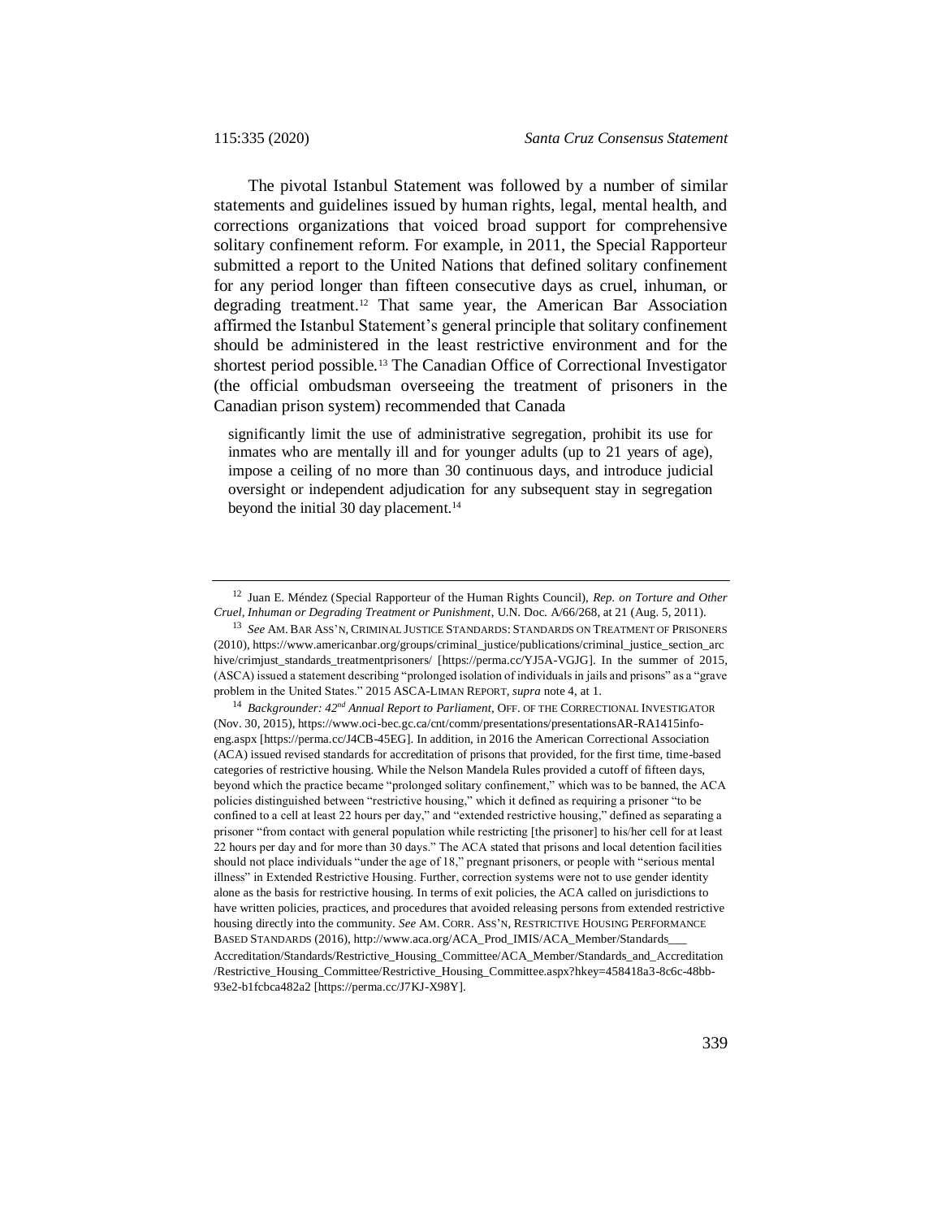The pivotal Istanbul Statement was followed by a number of similar statements and guidelines issued by human rights, legal, mental health, and corrections organizations that voiced broad support for comprehensive solitary confinement reform. For example, in 2011, the Special Rapporteur submitted a report to the United Nations that defined solitary confinement for any period longer than fifteen consecutive days as cruel, inhuman, or degrading treatment.[12] That same year, the American Bar Association affirmed the Istanbul Statement's general principle that solitary confinement should be administered in the least restrictive environment and for the shortest period possible.[13] The Canadian Office of Correctional Investigator (the official ombudsman overseeing the treatment of prisoners in the Canadian prison system) recommended that Canada

> significantly limit the use of administrative segregation, prohibit its use for inmates who are mentally ill and for younger adults (up to 21 years of age), impose a ceiling of no more than 30 continuous days, and introduce judicial oversight or independent adjudication for any subsequent stay in segregation beyond the initial 30 day placement.[14]

---

[12] Juan E. Méndez (Special Rapporteur of the Human Rights Council), *Rep. on Torture and Other Cruel, Inhuman or Degrading Treatment or Punishment*, U.N. Doc. A/66/268, at 21 (Aug. 5, 2011).

[13] *See* AM. BAR ASS'N, CRIMINAL JUSTICE STANDARDS: STANDARDS ON TREATMENT OF PRISONERS (2010), https://www.americanbar.org/groups/criminal_justice/publications/criminal_justice_section_archive/crimjust_standards_treatmentprisoners/ [https://perma.cc/YJ5A-VGJG]. In the summer of 2015, (ASCA) issued a statement describing "prolonged isolation of individuals in jails and prisons" as a "grave problem in the United States." 2015 ASCA-LIMAN REPORT, *supra* note 4, at 1.

[14] *Backgrounder: 42nd Annual Report to Parliament*, OFF. OF THE CORRECTIONAL INVESTIGATOR (Nov. 30, 2015), https://www.oci-bec.gc.ca/cnt/comm/presentations/presentationsAR-RA1415info-eng.aspx [https://perma.cc/J4CB-45EG]. In addition, in 2016 the American Correctional Association (ACA) issued revised standards for accreditation of prisons that provided, for the first time, time-based categories of restrictive housing. While the Nelson Mandela Rules provided a cutoff of fifteen days, beyond which the practice became "prolonged solitary confinement," which was to be banned, the ACA policies distinguished between "restrictive housing," which it defined as requiring a prisoner "to be confined to a cell at least 22 hours per day," and "extended restrictive housing," defined as separating a prisoner "from contact with general population while restricting [the prisoner] to his/her cell for at least 22 hours per day and for more than 30 days." The ACA stated that prisons and local detention facilities should not place individuals "under the age of 18," pregnant prisoners, or people with "serious mental illness" in Extended Restrictive Housing. Further, correction systems were not to use gender identity alone as the basis for restrictive housing. In terms of exit policies, the ACA called on jurisdictions to have written policies, practices, and procedures that avoided releasing persons from extended restrictive housing directly into the community. *See* AM. CORR. ASS'N, RESTRICTIVE HOUSING PERFORMANCE BASED STANDARDS (2016), http://www.aca.org/ACA_Prod_IMIS/ACA_Member/Standards___Accreditation/Standards/Restrictive_Housing_Committee/ACA_Member/Standards_and_Accreditation/Restrictive_Housing_Committee/Restrictive_Housing_Committee.aspx?hkey=458418a3-8c6c-48bb-93e2-b1fcbca482a2 [https://perma.cc/J7KJ-X98Y].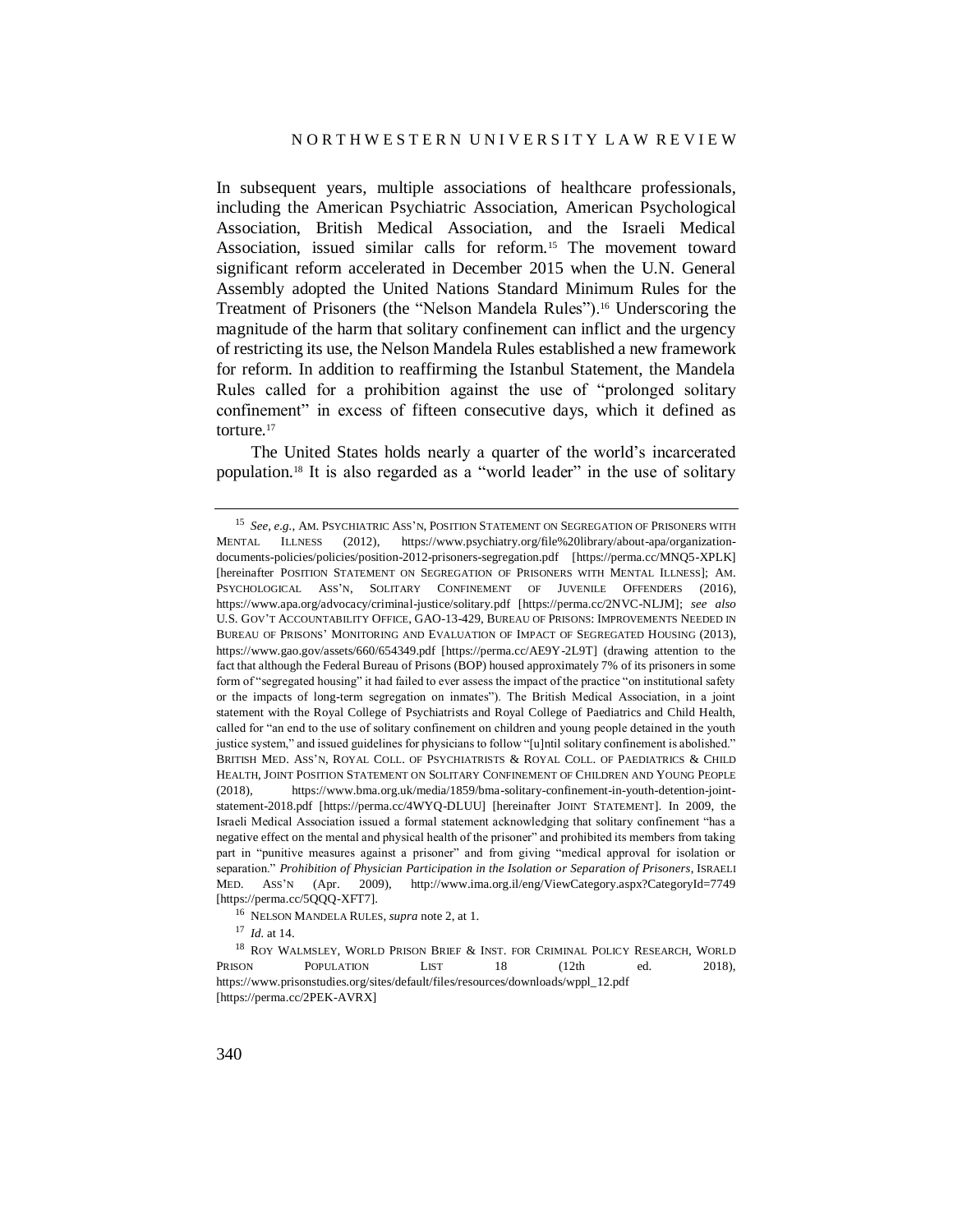In subsequent years, multiple associations of healthcare professionals, including the American Psychiatric Association, American Psychological Association, British Medical Association, and the Israeli Medical Association, issued similar calls for reform.[15] The movement toward significant reform accelerated in December 2015 when the U.N. General Assembly adopted the United Nations Standard Minimum Rules for the Treatment of Prisoners (the "Nelson Mandela Rules").[16] Underscoring the magnitude of the harm that solitary confinement can inflict and the urgency of restricting its use, the Nelson Mandela Rules established a new framework for reform. In addition to reaffirming the Istanbul Statement, the Mandela Rules called for a prohibition against the use of "prolonged solitary confinement" in excess of fifteen consecutive days, which it defined as torture.[17]

The United States holds nearly a quarter of the world's incarcerated population.[18] It is also regarded as a "world leader" in the use of solitary

---

[15] *See, e.g.*, AM. PSYCHIATRIC ASS'N, POSITION STATEMENT ON SEGREGATION OF PRISONERS WITH MENTAL ILLNESS (2012), https://www.psychiatry.org/file%20library/about-apa/organization-documents-policies/policies/position-2012-prisoners-segregation.pdf [https://perma.cc/MNQ5-XPLK] [hereinafter POSITION STATEMENT ON SEGREGATION OF PRISONERS WITH MENTAL ILLNESS]; AM. PSYCHOLOGICAL ASS'N, SOLITARY CONFINEMENT OF JUVENILE OFFENDERS (2016), https://www.apa.org/advocacy/criminal-justice/solitary.pdf [https://perma.cc/2NVC-NLJM]; *see also* U.S. GOV'T ACCOUNTABILITY OFFICE, GAO-13-429, BUREAU OF PRISONS: IMPROVEMENTS NEEDED IN BUREAU OF PRISONS' MONITORING AND EVALUATION OF IMPACT OF SEGREGATED HOUSING (2013), https://www.gao.gov/assets/660/654349.pdf [https://perma.cc/AE9Y-2L9T] (drawing attention to the fact that although the Federal Bureau of Prisons (BOP) housed approximately 7% of its prisoners in some form of "segregated housing" it had failed to ever assess the impact of the practice "on institutional safety or the impacts of long-term segregation on inmates"). The British Medical Association, in a joint statement with the Royal College of Psychiatrists and Royal College of Paediatrics and Child Health, called for "an end to the use of solitary confinement on children and young people detained in the youth justice system," and issued guidelines for physicians to follow "[u]ntil solitary confinement is abolished." BRITISH MED. ASS'N, ROYAL COLL. OF PSYCHIATRISTS & ROYAL COLL. OF PAEDIATRICS & CHILD HEALTH, JOINT POSITION STATEMENT ON SOLITARY CONFINEMENT OF CHILDREN AND YOUNG PEOPLE (2018), https://www.bma.org.uk/media/1859/bma-solitary-confinement-in-youth-detention-joint-statement-2018.pdf [https://perma.cc/4WYQ-DLUU] [hereinafter JOINT STATEMENT]. In 2009, the Israeli Medical Association issued a formal statement acknowledging that solitary confinement "has a negative effect on the mental and physical health of the prisoner" and prohibited its members from taking part in "punitive measures against a prisoner" and from giving "medical approval for isolation or separation." *Prohibition of Physician Participation in the Isolation or Separation of Prisoners*, ISRAELI MED. ASS'N (Apr. 2009), http://www.ima.org.il/eng/ViewCategory.aspx?CategoryId=7749 [https://perma.cc/5QQQ-XFT7].

[16] NELSON MANDELA RULES, *supra* note 2, at 1.

[17] *Id.* at 14.

[18] ROY WALMSLEY, WORLD PRISON BRIEF & INST. FOR CRIMINAL POLICY RESEARCH, WORLD PRISON POPULATION LIST 18 (12th ed. 2018), https://www.prisonstudies.org/sites/default/files/resources/downloads/wppl_12.pdf [https://perma.cc/2PEK-AVRX]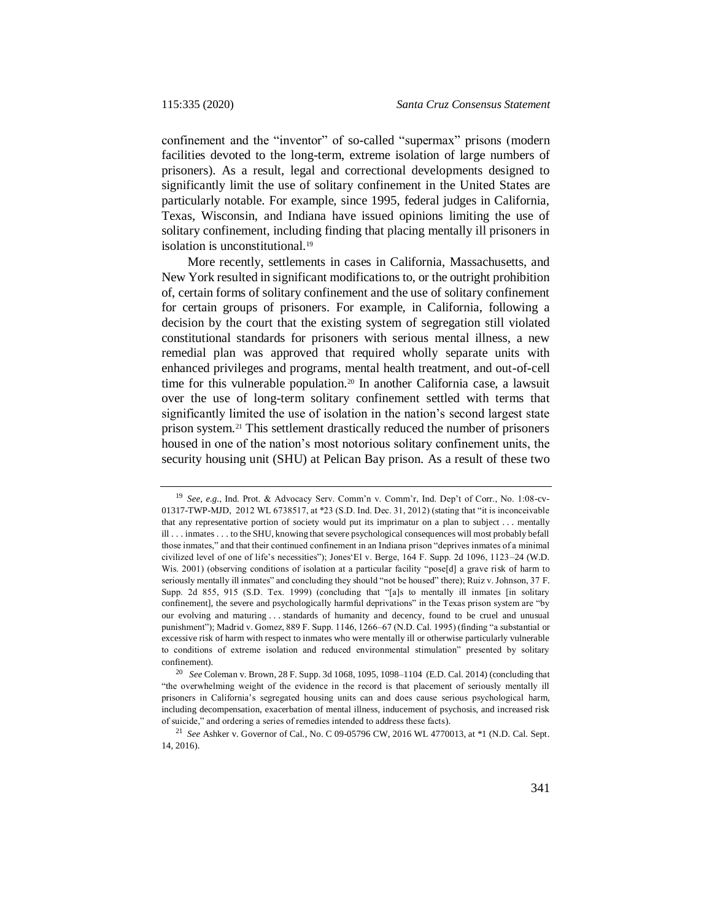confinement and the "inventor" of so-called "supermax" prisons (modern facilities devoted to the long-term, extreme isolation of large numbers of prisoners). As a result, legal and correctional developments designed to significantly limit the use of solitary confinement in the United States are particularly notable. For example, since 1995, federal judges in California, Texas, Wisconsin, and Indiana have issued opinions limiting the use of solitary confinement, including finding that placing mentally ill prisoners in isolation is unconstitutional.[19]

More recently, settlements in cases in California, Massachusetts, and New York resulted in significant modifications to, or the outright prohibition of, certain forms of solitary confinement and the use of solitary confinement for certain groups of prisoners. For example, in California, following a decision by the court that the existing system of segregation still violated constitutional standards for prisoners with serious mental illness, a new remedial plan was approved that required wholly separate units with enhanced privileges and programs, mental health treatment, and out-of-cell time for this vulnerable population.[20] In another California case, a lawsuit over the use of long-term solitary confinement settled with terms that significantly limited the use of isolation in the nation's second largest state prison system.[21] This settlement drastically reduced the number of prisoners housed in one of the nation's most notorious solitary confinement units, the security housing unit (SHU) at Pelican Bay prison. As a result of these two

---

[19] *See, e.g.*, Ind. Prot. & Advocacy Serv. Comm'n v. Comm'r, Ind. Dep't of Corr., No. 1:08-cv-01317-TWP-MJD, 2012 WL 6738517, at *23 (S.D. Ind. Dec. 31, 2012) (stating that "it is inconceivable that any representative portion of society would put its imprimatur on a plan to subject . . . mentally ill . . . inmates . . . to the SHU, knowing that severe psychological consequences will most probably befall those inmates," and that their continued confinement in an Indiana prison "deprives inmates of a minimal civilized level of one of life's necessities"); Jones'El v. Berge, 164 F. Supp. 2d 1096, 1123–24 (W.D. Wis. 2001) (observing conditions of isolation at a particular facility "pose[d] a grave risk of harm to seriously mentally ill inmates" and concluding they should "not be housed" there); Ruiz v. Johnson, 37 F. Supp. 2d 855, 915 (S.D. Tex. 1999) (concluding that "[a]s to mentally ill inmates [in solitary confinement], the severe and psychologically harmful deprivations" in the Texas prison system are "by our evolving and maturing . . . standards of humanity and decency, found to be cruel and unusual punishment"); Madrid v. Gomez, 889 F. Supp. 1146, 1266–67 (N.D. Cal. 1995) (finding "a substantial or excessive risk of harm with respect to inmates who were mentally ill or otherwise particularly vulnerable to conditions of extreme isolation and reduced environmental stimulation" presented by solitary confinement).

[20] *See* Coleman v. Brown, 28 F. Supp. 3d 1068, 1095, 1098–1104 (E.D. Cal. 2014) (concluding that "the overwhelming weight of the evidence in the record is that placement of seriously mentally ill prisoners in California's segregated housing units can and does cause serious psychological harm, including decompensation, exacerbation of mental illness, inducement of psychosis, and increased risk of suicide," and ordering a series of remedies intended to address these facts).

[21] *See* Ashker v. Governor of Cal., No. C 09-05796 CW, 2016 WL 4770013, at *1 (N.D. Cal. Sept. 14, 2016).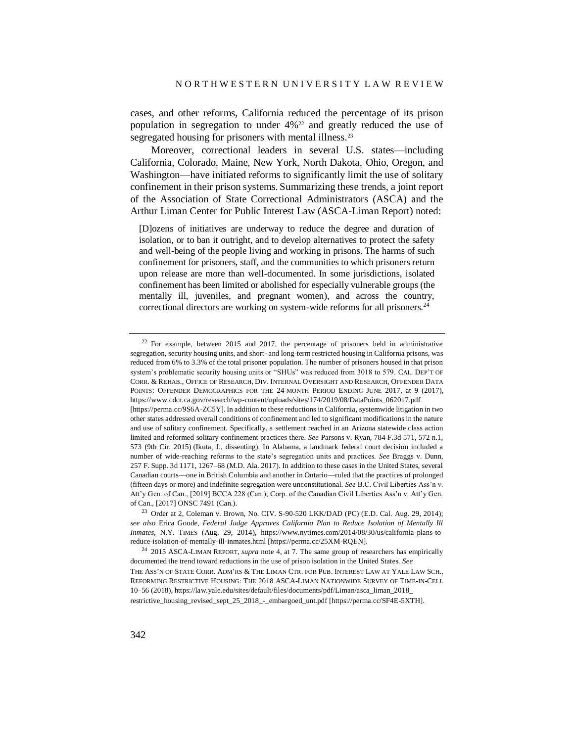cases, and other reforms, California reduced the percentage of its prison population in segregation to under 4%[22] and greatly reduced the use of segregated housing for prisoners with mental illness.[23]

Moreover, correctional leaders in several U.S. states—including California, Colorado, Maine, New York, North Dakota, Ohio, Oregon, and Washington—have initiated reforms to significantly limit the use of solitary confinement in their prison systems. Summarizing these trends, a joint report of the Association of State Correctional Administrators (ASCA) and the Arthur Liman Center for Public Interest Law (ASCA-Liman Report) noted:

> [D]ozens of initiatives are underway to reduce the degree and duration of isolation, or to ban it outright, and to develop alternatives to protect the safety and well-being of the people living and working in prisons. The harms of such confinement for prisoners, staff, and the communities to which prisoners return upon release are more than well-documented. In some jurisdictions, isolated confinement has been limited or abolished for especially vulnerable groups (the mentally ill, juveniles, and pregnant women), and across the country, correctional directors are working on system-wide reforms for all prisoners.[24]

---

[22] For example, between 2015 and 2017, the percentage of prisoners held in administrative segregation, security housing units, and short- and long-term restricted housing in California prisons, was reduced from 6% to 3.3% of the total prisoner population. The number of prisoners housed in that prison system's problematic security housing units or "SHUs" was reduced from 3018 to 579. CAL. DEP'T OF CORR. & REHAB., OFFICE OF RESEARCH, DIV. INTERNAL OVERSIGHT AND RESEARCH, OFFENDER DATA POINTS: OFFENDER DEMOGRAPHICS FOR THE 24-MONTH PERIOD ENDING JUNE 2017, at 9 (2017), https://www.cdcr.ca.gov/research/wp-content/uploads/sites/174/2019/08/DataPoints_062017.pdf [https://perma.cc/9S6A-ZC5Y]. In addition to these reductions in California, systemwide litigation in two other states addressed overall conditions of confinement and led to significant modifications in the nature and use of solitary confinement. Specifically, a settlement reached in an Arizona statewide class action limited and reformed solitary confinement practices there. *See* Parsons v. Ryan, 784 F.3d 571, 572 n.1, 573 (9th Cir. 2015) (Ikuta, J., dissenting). In Alabama, a landmark federal court decision included a number of wide-reaching reforms to the state's segregation units and practices. *See* Braggs v. Dunn, 257 F. Supp. 3d 1171, 1267–68 (M.D. Ala. 2017). In addition to these cases in the United States, several Canadian courts—one in British Columbia and another in Ontario—ruled that the practices of prolonged (fifteen days or more) and indefinite segregation were unconstitutional. *See* B.C. Civil Liberties Ass'n v. Att'y Gen. of Can., [2019] BCCA 228 (Can.); Corp. of the Canadian Civil Liberties Ass'n v. Att'y Gen. of Can., [2017] ONSC 7491 (Can.).

[23] Order at 2, Coleman v. Brown, No. CIV. S-90-520 LKK/DAD (PC) (E.D. Cal. Aug. 29, 2014); *see also* Erica Goode, *Federal Judge Approves California Plan to Reduce Isolation of Mentally Ill Inmates*, N.Y. TIMES (Aug. 29, 2014), https://www.nytimes.com/2014/08/30/us/california-plans-to-reduce-isolation-of-mentally-ill-inmates.html [https://perma.cc/25XM-RQEN].

[24] 2015 ASCA-LIMAN REPORT, *supra* note 4, at 7. The same group of researchers has empirically documented the trend toward reductions in the use of prison isolation in the United States. *See* THE ASS'N OF STATE CORR. ADM'RS & THE LIMAN CTR. FOR PUB. INTEREST LAW AT YALE LAW SCH., REFORMING RESTRICTIVE HOUSING: THE 2018 ASCA-LIMAN NATIONWIDE SURVEY OF TIME-IN-CELL 10–56 (2018), https://law.yale.edu/sites/default/files/documents/pdf/Liman/asca_liman_2018_restrictive_housing_revised_sept_25_2018_-_embargoed_unt.pdf [https://perma.cc/SF4E-5XTH].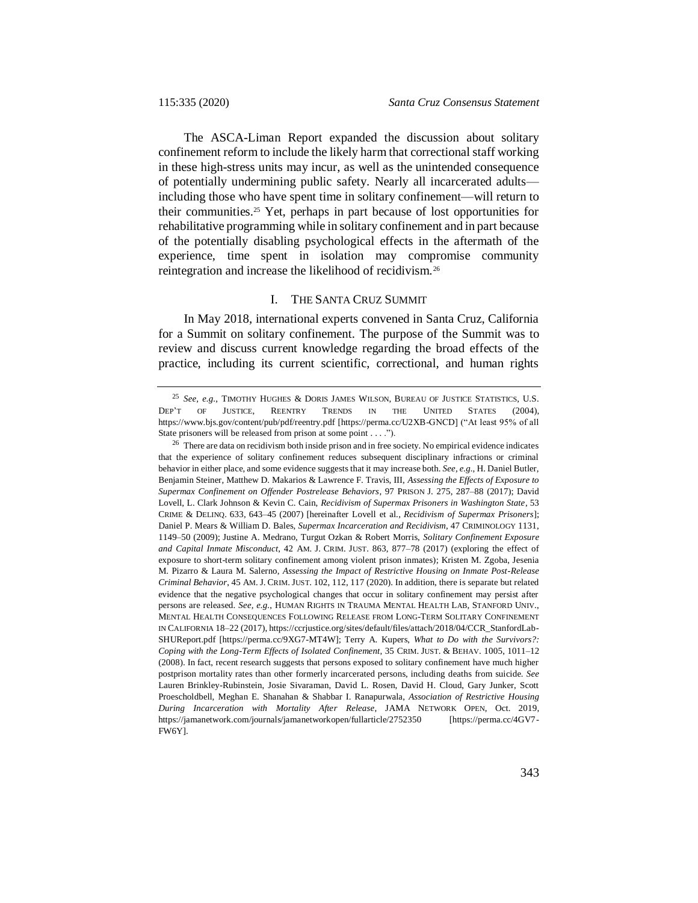The ASCA-Liman Report expanded the discussion about solitary confinement reform to include the likely harm that correctional staff working in these high-stress units may incur, as well as the unintended consequence of potentially undermining public safety. Nearly all incarcerated adults—including those who have spent time in solitary confinement—will return to their communities.[25] Yet, perhaps in part because of lost opportunities for rehabilitative programming while in solitary confinement and in part because of the potentially disabling psychological effects in the aftermath of the experience, time spent in isolation may compromise community reintegration and increase the likelihood of recidivism.[26]

## I. THE SANTA CRUZ SUMMIT

In May 2018, international experts convened in Santa Cruz, California for a Summit on solitary confinement. The purpose of the Summit was to review and discuss current knowledge regarding the broad effects of the practice, including its current scientific, correctional, and human rights

---

[25] *See, e.g.*, TIMOTHY HUGHES & DORIS JAMES WILSON, BUREAU OF JUSTICE STATISTICS, U.S. DEP'T OF JUSTICE, REENTRY TRENDS IN THE UNITED STATES (2004), https://www.bjs.gov/content/pub/pdf/reentry.pdf [https://perma.cc/U2XB-GNCD] ("At least 95% of all State prisoners will be released from prison at some point . . . .").

[26] There are data on recidivism both inside prison and in free society. No empirical evidence indicates that the experience of solitary confinement reduces subsequent disciplinary infractions or criminal behavior in either place, and some evidence suggests that it may increase both. *See, e.g.*, H. Daniel Butler, Benjamin Steiner, Matthew D. Makarios & Lawrence F. Travis, III, *Assessing the Effects of Exposure to Supermax Confinement on Offender Postrelease Behaviors*, 97 PRISON J. 275, 287–88 (2017); David Lovell, L. Clark Johnson & Kevin C. Cain, *Recidivism of Supermax Prisoners in Washington State*, 53 CRIME & DELINQ. 633, 643–45 (2007) [hereinafter Lovell et al., *Recidivism of Supermax Prisoners*]; Daniel P. Mears & William D. Bales, *Supermax Incarceration and Recidivism*, 47 CRIMINOLOGY 1131, 1149–50 (2009); Justine A. Medrano, Turgut Ozkan & Robert Morris, *Solitary Confinement Exposure and Capital Inmate Misconduct*, 42 AM. J. CRIM. JUST. 863, 877–78 (2017) (exploring the effect of exposure to short-term solitary confinement among violent prison inmates); Kristen M. Zgoba, Jesenia M. Pizarro & Laura M. Salerno, *Assessing the Impact of Restrictive Housing on Inmate Post-Release Criminal Behavior*, 45 AM. J. CRIM. JUST. 102, 112, 117 (2020). In addition, there is separate but related evidence that the negative psychological changes that occur in solitary confinement may persist after persons are released. *See, e.g.*, HUMAN RIGHTS IN TRAUMA MENTAL HEALTH LAB, STANFORD UNIV., MENTAL HEALTH CONSEQUENCES FOLLOWING RELEASE FROM LONG-TERM SOLITARY CONFINEMENT IN CALIFORNIA 18–22 (2017), https://ccrjustice.org/sites/default/files/attach/2018/04/CCR_StanfordLab-SHUReport.pdf [https://perma.cc/9XG7-MT4W]; Terry A. Kupers, *What to Do with the Survivors?: Coping with the Long-Term Effects of Isolated Confinement*, 35 CRIM. JUST. & BEHAV. 1005, 1011–12 (2008). In fact, recent research suggests that persons exposed to solitary confinement have much higher postprison mortality rates than other formerly incarcerated persons, including deaths from suicide. *See* Lauren Brinkley-Rubinstein, Josie Sivaraman, David L. Rosen, David H. Cloud, Gary Junker, Scott Proescholdbell, Meghan E. Shanahan & Shabbar I. Ranapurwala, *Association of Restrictive Housing During Incarceration with Mortality After Release*, JAMA NETWORK OPEN, Oct. 2019, https://jamanetwork.com/journals/jamanetworkopen/fullarticle/2752350 [https://perma.cc/4GV7-FW6Y].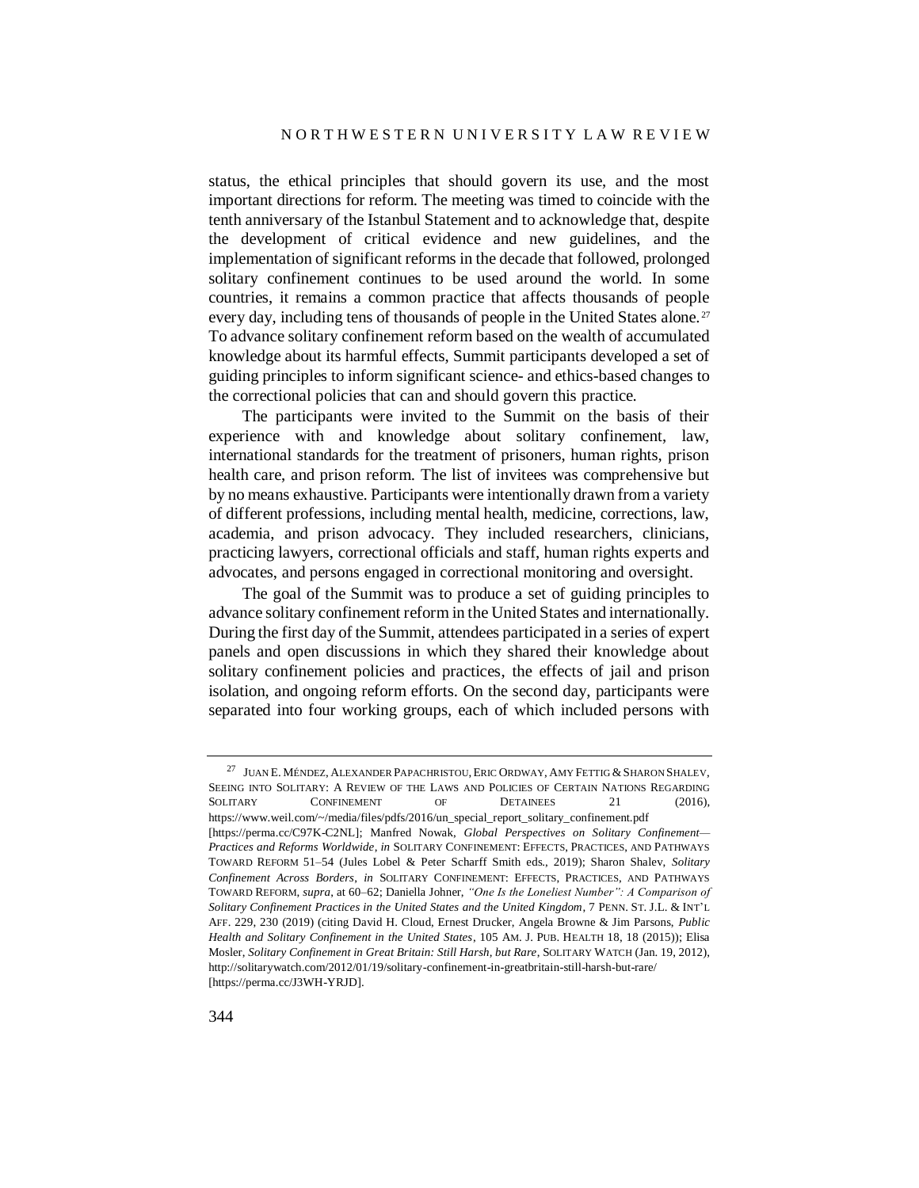status, the ethical principles that should govern its use, and the most important directions for reform. The meeting was timed to coincide with the tenth anniversary of the Istanbul Statement and to acknowledge that, despite the development of critical evidence and new guidelines, and the implementation of significant reforms in the decade that followed, prolonged solitary confinement continues to be used around the world. In some countries, it remains a common practice that affects thousands of people every day, including tens of thousands of people in the United States alone.[27] To advance solitary confinement reform based on the wealth of accumulated knowledge about its harmful effects, Summit participants developed a set of guiding principles to inform significant science- and ethics-based changes to the correctional policies that can and should govern this practice.

The participants were invited to the Summit on the basis of their experience with and knowledge about solitary confinement, law, international standards for the treatment of prisoners, human rights, prison health care, and prison reform. The list of invitees was comprehensive but by no means exhaustive. Participants were intentionally drawn from a variety of different professions, including mental health, medicine, corrections, law, academia, and prison advocacy. They included researchers, clinicians, practicing lawyers, correctional officials and staff, human rights experts and advocates, and persons engaged in correctional monitoring and oversight.

The goal of the Summit was to produce a set of guiding principles to advance solitary confinement reform in the United States and internationally. During the first day of the Summit, attendees participated in a series of expert panels and open discussions in which they shared their knowledge about solitary confinement policies and practices, the effects of jail and prison isolation, and ongoing reform efforts. On the second day, participants were separated into four working groups, each of which included persons with

---

[27] JUAN E. MÉNDEZ, ALEXANDER PAPACHRISTOU, ERIC ORDWAY, AMY FETTIG & SHARON SHALEV, SEEING INTO SOLITARY: A REVIEW OF THE LAWS AND POLICIES OF CERTAIN NATIONS REGARDING SOLITARY CONFINEMENT OF DETAINEES 21 (2016), https://www.weil.com/~/media/files/pdfs/2016/un_special_report_solitary_confinement.pdf [https://perma.cc/C97K-C2NL]; Manfred Nowak, *Global Perspectives on Solitary Confinement—Practices and Reforms Worldwide*, *in* SOLITARY CONFINEMENT: EFFECTS, PRACTICES, AND PATHWAYS TOWARD REFORM 51–54 (Jules Lobel & Peter Scharff Smith eds., 2019); Sharon Shalev, *Solitary Confinement Across Borders*, *in* SOLITARY CONFINEMENT: EFFECTS, PRACTICES, AND PATHWAYS TOWARD REFORM, *supra*, at 60–62; Daniella Johner, *"One Is the Loneliest Number": A Comparison of Solitary Confinement Practices in the United States and the United Kingdom*, 7 PENN. ST. J.L. & INT'L AFF. 229, 230 (2019) (citing David H. Cloud, Ernest Drucker, Angela Browne & Jim Parsons, *Public Health and Solitary Confinement in the United States*, 105 AM. J. PUB. HEALTH 18, 18 (2015)); Elisa Mosler, *Solitary Confinement in Great Britain: Still Harsh, but Rare*, SOLITARY WATCH (Jan. 19, 2012), http://solitarywatch.com/2012/01/19/solitary-confinement-in-greatbritain-still-harsh-but-rare/ [https://perma.cc/J3WH-YRJD].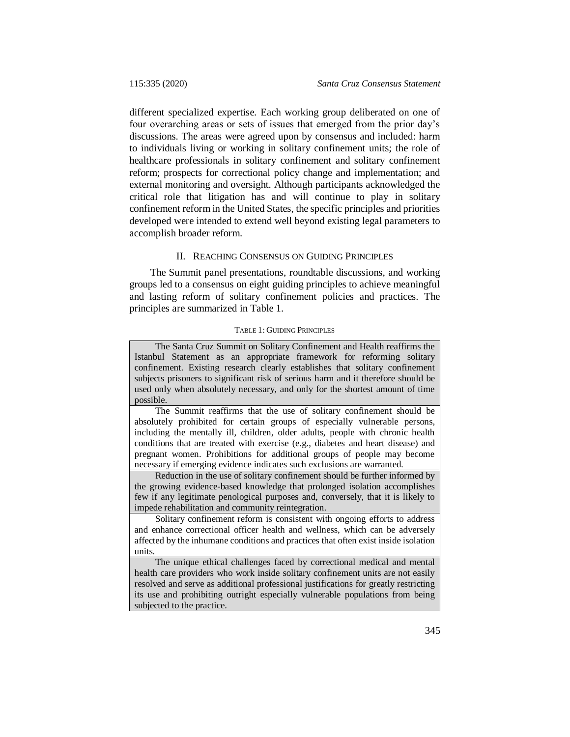different specialized expertise. Each working group deliberated on one of four overarching areas or sets of issues that emerged from the prior day's discussions. The areas were agreed upon by consensus and included: harm to individuals living or working in solitary confinement units; the role of healthcare professionals in solitary confinement and solitary confinement reform; prospects for correctional policy change and implementation; and external monitoring and oversight. Although participants acknowledged the critical role that litigation has and will continue to play in solitary confinement reform in the United States, the specific principles and priorities developed were intended to extend well beyond existing legal parameters to accomplish broader reform.

## II. REACHING CONSENSUS ON GUIDING PRINCIPLES

The Summit panel presentations, roundtable discussions, and working groups led to a consensus on eight guiding principles to achieve meaningful and lasting reform of solitary confinement policies and practices. The principles are summarized in Table 1.

TABLE 1: GUIDING PRINCIPLES

| |
|---|
| The Santa Cruz Summit on Solitary Confinement and Health reaffirms the Istanbul Statement as an appropriate framework for reforming solitary confinement. Existing research clearly establishes that solitary confinement subjects prisoners to significant risk of serious harm and it therefore should be used only when absolutely necessary, and only for the shortest amount of time possible. |
| The Summit reaffirms that the use of solitary confinement should be absolutely prohibited for certain groups of especially vulnerable persons, including the mentally ill, children, older adults, people with chronic health conditions that are treated with exercise (e.g., diabetes and heart disease) and pregnant women. Prohibitions for additional groups of people may become necessary if emerging evidence indicates such exclusions are warranted. |
| Reduction in the use of solitary confinement should be further informed by the growing evidence-based knowledge that prolonged isolation accomplishes few if any legitimate penological purposes and, conversely, that it is likely to impede rehabilitation and community reintegration. |
| Solitary confinement reform is consistent with ongoing efforts to address and enhance correctional officer health and wellness, which can be adversely affected by the inhumane conditions and practices that often exist inside isolation units. |
| The unique ethical challenges faced by correctional medical and mental health care providers who work inside solitary confinement units are not easily resolved and serve as additional professional justifications for greatly restricting its use and prohibiting outright especially vulnerable populations from being subjected to the practice. |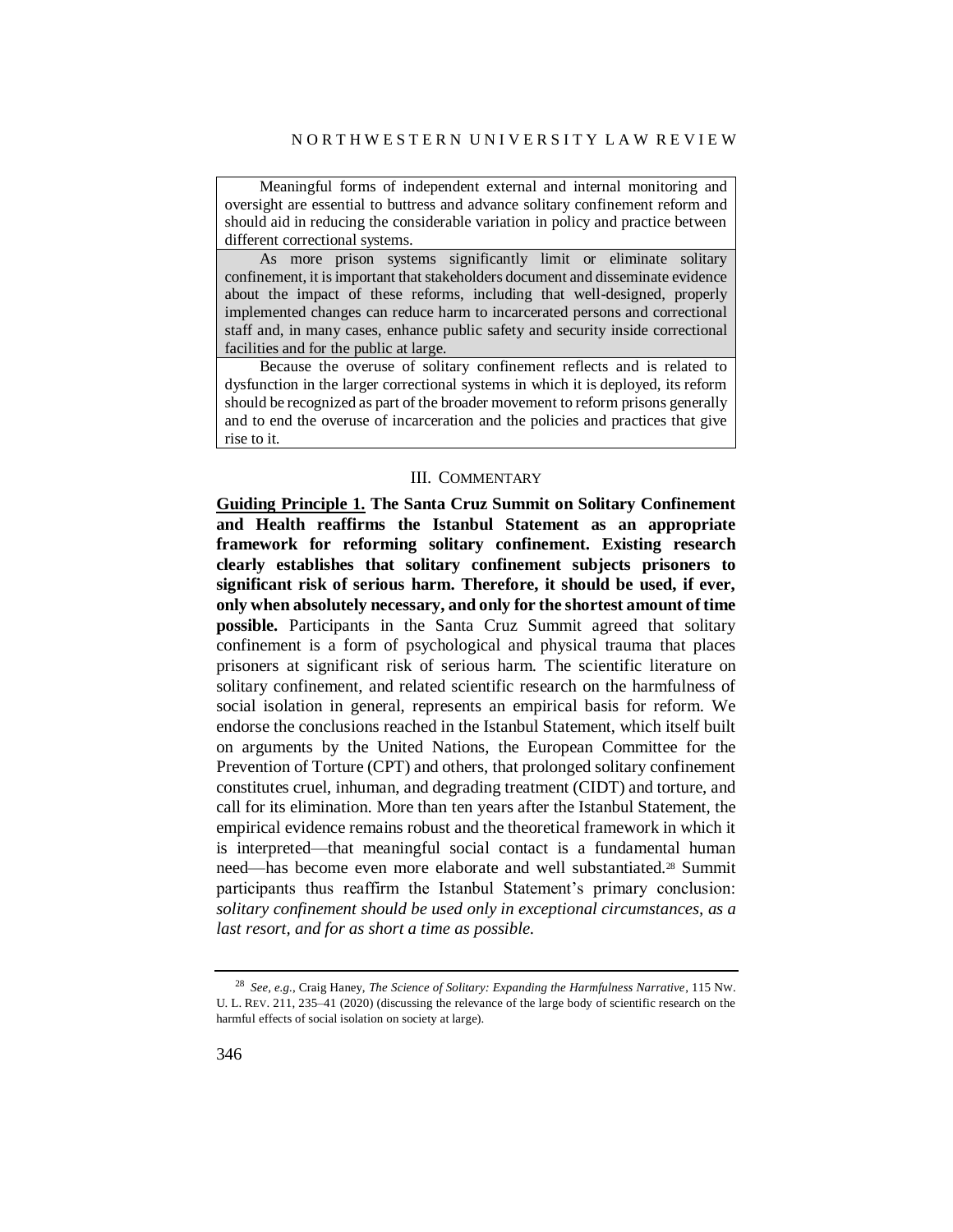| |
|---|
| Meaningful forms of independent external and internal monitoring and oversight are essential to buttress and advance solitary confinement reform and should aid in reducing the considerable variation in policy and practice between different correctional systems. |
| As more prison systems significantly limit or eliminate solitary confinement, it is important that stakeholders document and disseminate evidence about the impact of these reforms, including that well-designed, properly implemented changes can reduce harm to incarcerated persons and correctional staff and, in many cases, enhance public safety and security inside correctional facilities and for the public at large. |
| Because the overuse of solitary confinement reflects and is related to dysfunction in the larger correctional systems in which it is deployed, its reform should be recognized as part of the broader movement to reform prisons generally and to end the overuse of incarceration and the policies and practices that give rise to it. |

## III. COMMENTARY

**Guiding Principle 1. The Santa Cruz Summit on Solitary Confinement and Health reaffirms the Istanbul Statement as an appropriate framework for reforming solitary confinement. Existing research clearly establishes that solitary confinement subjects prisoners to significant risk of serious harm. Therefore, it should be used, if ever, only when absolutely necessary, and only for the shortest amount of time possible.** Participants in the Santa Cruz Summit agreed that solitary confinement is a form of psychological and physical trauma that places prisoners at significant risk of serious harm. The scientific literature on solitary confinement, and related scientific research on the harmfulness of social isolation in general, represents an empirical basis for reform. We endorse the conclusions reached in the Istanbul Statement, which itself built on arguments by the United Nations, the European Committee for the Prevention of Torture (CPT) and others, that prolonged solitary confinement constitutes cruel, inhuman, and degrading treatment (CIDT) and torture, and call for its elimination. More than ten years after the Istanbul Statement, the empirical evidence remains robust and the theoretical framework in which it is interpreted—that meaningful social contact is a fundamental human need—has become even more elaborate and well substantiated.[28] Summit participants thus reaffirm the Istanbul Statement's primary conclusion: *solitary confinement should be used only in exceptional circumstances, as a last resort, and for as short a time as possible.*

---

[28] *See, e.g.*, Craig Haney, *The Science of Solitary: Expanding the Harmfulness Narrative*, 115 NW. U. L. REV. 211, 235–41 (2020) (discussing the relevance of the large body of scientific research on the harmful effects of social isolation on society at large).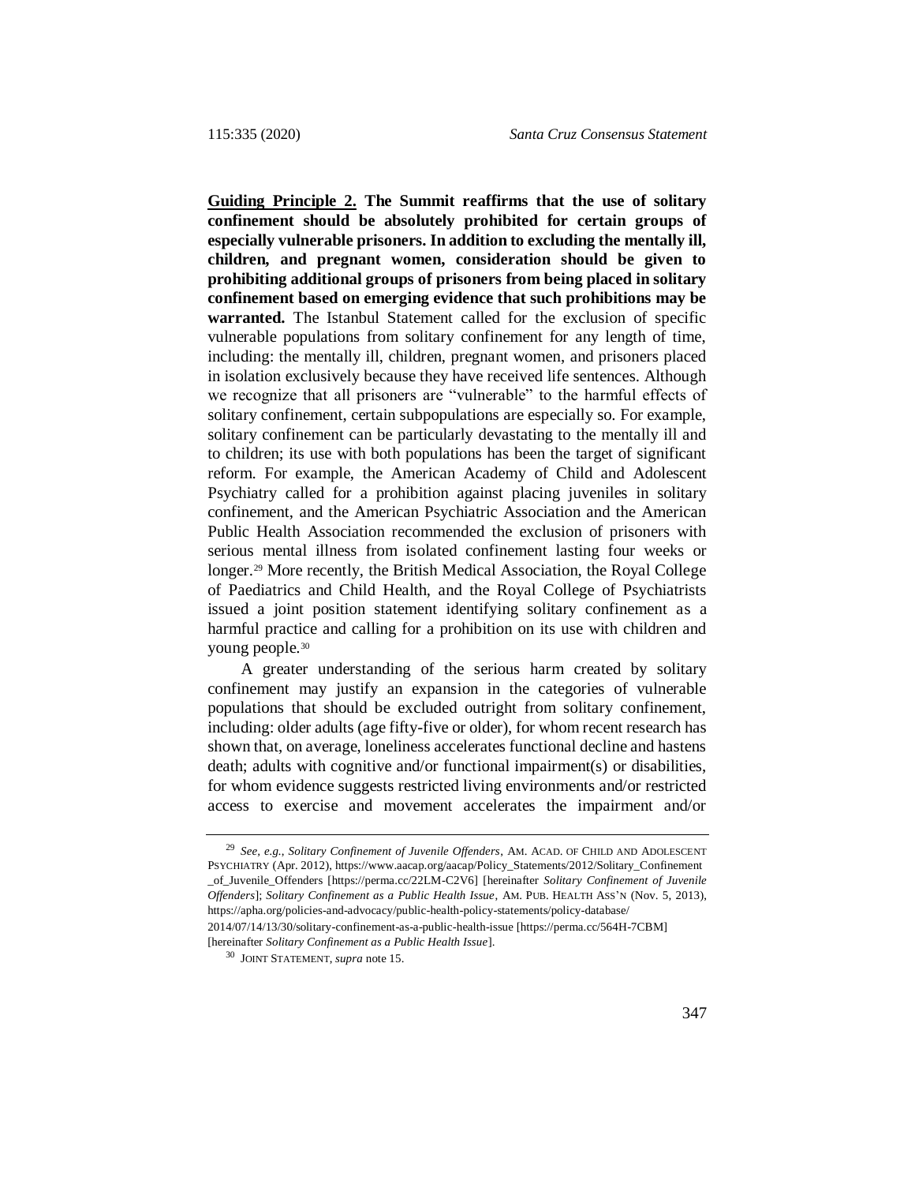**<u>Guiding Principle 2.</u> The Summit reaffirms that the use of solitary confinement should be absolutely prohibited for certain groups of especially vulnerable prisoners. In addition to excluding the mentally ill, children, and pregnant women, consideration should be given to prohibiting additional groups of prisoners from being placed in solitary confinement based on emerging evidence that such prohibitions may be warranted.** The Istanbul Statement called for the exclusion of specific vulnerable populations from solitary confinement for any length of time, including: the mentally ill, children, pregnant women, and prisoners placed in isolation exclusively because they have received life sentences. Although we recognize that all prisoners are "vulnerable" to the harmful effects of solitary confinement, certain subpopulations are especially so. For example, solitary confinement can be particularly devastating to the mentally ill and to children; its use with both populations has been the target of significant reform. For example, the American Academy of Child and Adolescent Psychiatry called for a prohibition against placing juveniles in solitary confinement, and the American Psychiatric Association and the American Public Health Association recommended the exclusion of prisoners with serious mental illness from isolated confinement lasting four weeks or longer.[29] More recently, the British Medical Association, the Royal College of Paediatrics and Child Health, and the Royal College of Psychiatrists issued a joint position statement identifying solitary confinement as a harmful practice and calling for a prohibition on its use with children and young people.[30]

A greater understanding of the serious harm created by solitary confinement may justify an expansion in the categories of vulnerable populations that should be excluded outright from solitary confinement, including: older adults (age fifty-five or older), for whom recent research has shown that, on average, loneliness accelerates functional decline and hastens death; adults with cognitive and/or functional impairment(s) or disabilities, for whom evidence suggests restricted living environments and/or restricted access to exercise and movement accelerates the impairment and/or

---

[29] *See, e.g.*, *Solitary Confinement of Juvenile Offenders*, AM. ACAD. OF CHILD AND ADOLESCENT PSYCHIATRY (Apr. 2012), https://www.aacap.org/aacap/Policy_Statements/2012/Solitary_Confinement_of_Juvenile_Offenders [https://perma.cc/22LM-C2V6] [hereinafter *Solitary Confinement of Juvenile Offenders*]; *Solitary Confinement as a Public Health Issue*, AM. PUB. HEALTH ASS'N (Nov. 5, 2013), https://apha.org/policies-and-advocacy/public-health-policy-statements/policy-database/2014/07/14/13/30/solitary-confinement-as-a-public-health-issue [https://perma.cc/564H-7CBM] [hereinafter *Solitary Confinement as a Public Health Issue*].

[30] JOINT STATEMENT, *supra* note 15.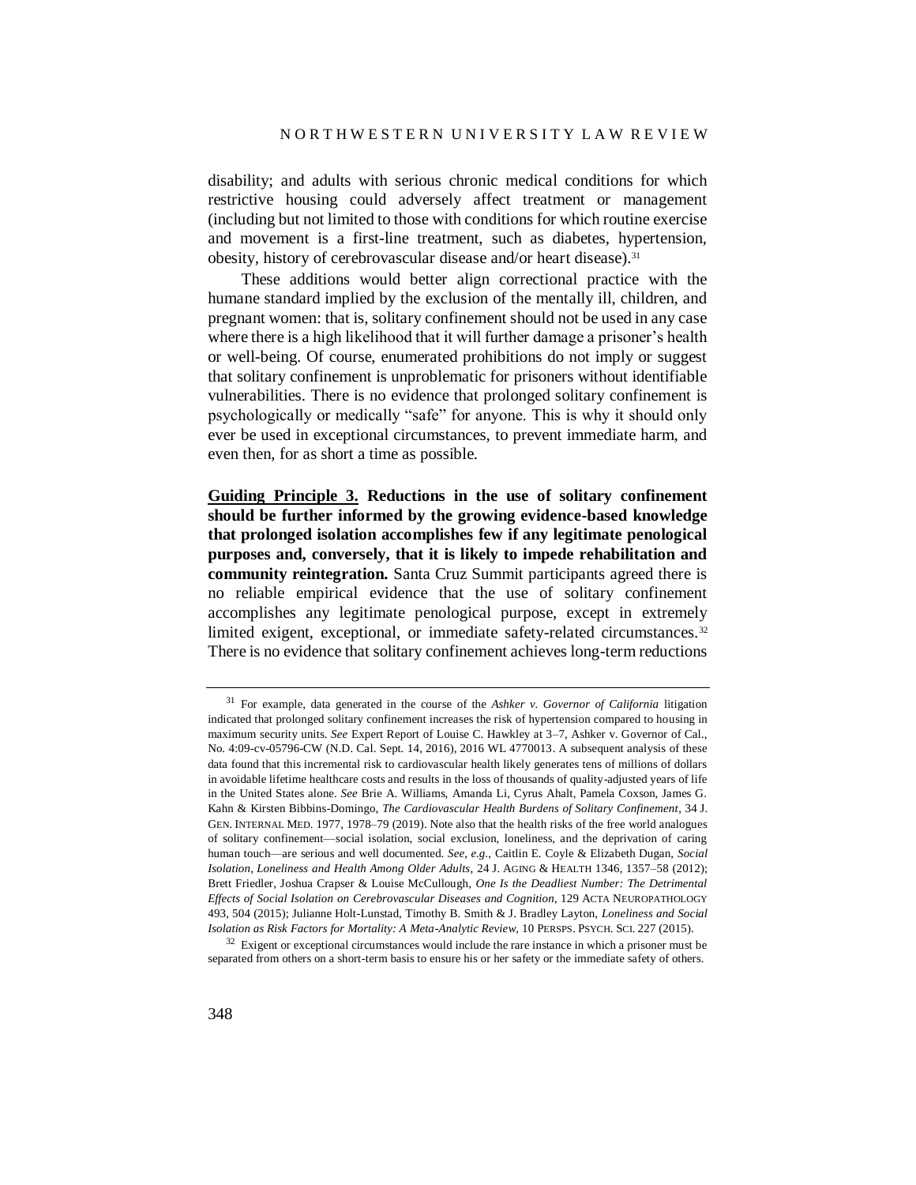disability; and adults with serious chronic medical conditions for which restrictive housing could adversely affect treatment or management (including but not limited to those with conditions for which routine exercise and movement is a first-line treatment, such as diabetes, hypertension, obesity, history of cerebrovascular disease and/or heart disease).[31]

These additions would better align correctional practice with the humane standard implied by the exclusion of the mentally ill, children, and pregnant women: that is, solitary confinement should not be used in any case where there is a high likelihood that it will further damage a prisoner's health or well-being. Of course, enumerated prohibitions do not imply or suggest that solitary confinement is unproblematic for prisoners without identifiable vulnerabilities. There is no evidence that prolonged solitary confinement is psychologically or medically "safe" for anyone. This is why it should only ever be used in exceptional circumstances, to prevent immediate harm, and even then, for as short a time as possible.

**Guiding Principle 3. Reductions in the use of solitary confinement should be further informed by the growing evidence-based knowledge that prolonged isolation accomplishes few if any legitimate penological purposes and, conversely, that it is likely to impede rehabilitation and community reintegration.** Santa Cruz Summit participants agreed there is no reliable empirical evidence that the use of solitary confinement accomplishes any legitimate penological purpose, except in extremely limited exigent, exceptional, or immediate safety-related circumstances.[32] There is no evidence that solitary confinement achieves long-term reductions

---

[31] For example, data generated in the course of the *Ashker v. Governor of California* litigation indicated that prolonged solitary confinement increases the risk of hypertension compared to housing in maximum security units. *See* Expert Report of Louise C. Hawkley at 3–7, Ashker v. Governor of Cal., No. 4:09-cv-05796-CW (N.D. Cal. Sept. 14, 2016), 2016 WL 4770013. A subsequent analysis of these data found that this incremental risk to cardiovascular health likely generates tens of millions of dollars in avoidable lifetime healthcare costs and results in the loss of thousands of quality-adjusted years of life in the United States alone. *See* Brie A. Williams, Amanda Li, Cyrus Ahalt, Pamela Coxson, James G. Kahn & Kirsten Bibbins-Domingo, *The Cardiovascular Health Burdens of Solitary Confinement*, 34 J. GEN. INTERNAL MED. 1977, 1978–79 (2019). Note also that the health risks of the free world analogues of solitary confinement—social isolation, social exclusion, loneliness, and the deprivation of caring human touch—are serious and well documented. *See, e.g.*, Caitlin E. Coyle & Elizabeth Dugan, *Social Isolation, Loneliness and Health Among Older Adults*, 24 J. AGING & HEALTH 1346, 1357–58 (2012); Brett Friedler, Joshua Crapser & Louise McCullough, *One Is the Deadliest Number: The Detrimental Effects of Social Isolation on Cerebrovascular Diseases and Cognition*, 129 ACTA NEUROPATHOLOGY 493, 504 (2015); Julianne Holt-Lunstad, Timothy B. Smith & J. Bradley Layton, *Loneliness and Social Isolation as Risk Factors for Mortality: A Meta-Analytic Review*, 10 PERSPS. PSYCH. SCI. 227 (2015).

[32] Exigent or exceptional circumstances would include the rare instance in which a prisoner must be separated from others on a short-term basis to ensure his or her safety or the immediate safety of others.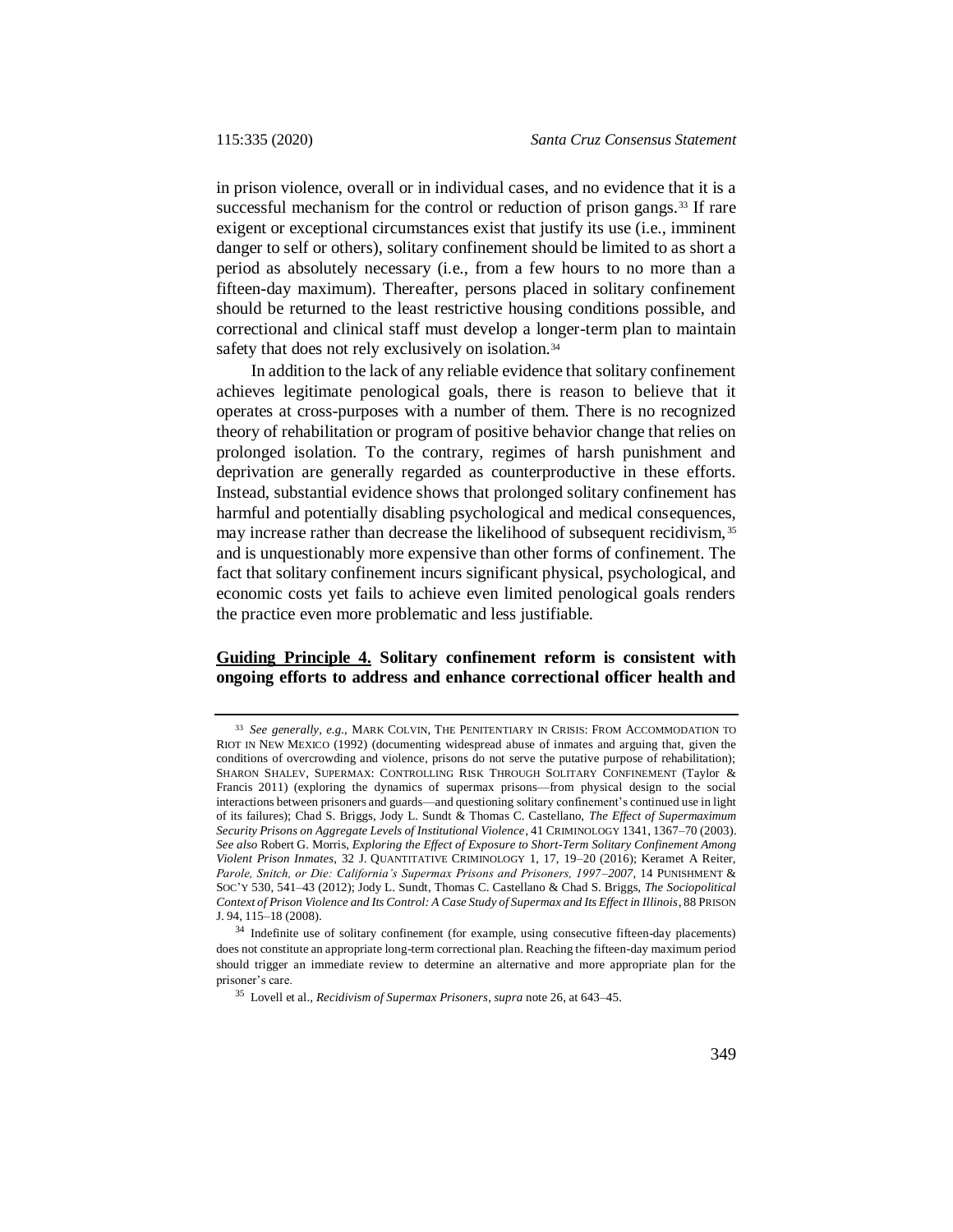in prison violence, overall or in individual cases, and no evidence that it is a successful mechanism for the control or reduction of prison gangs.[33] If rare exigent or exceptional circumstances exist that justify its use (i.e., imminent danger to self or others), solitary confinement should be limited to as short a period as absolutely necessary (i.e., from a few hours to no more than a fifteen-day maximum). Thereafter, persons placed in solitary confinement should be returned to the least restrictive housing conditions possible, and correctional and clinical staff must develop a longer-term plan to maintain safety that does not rely exclusively on isolation.[34]

In addition to the lack of any reliable evidence that solitary confinement achieves legitimate penological goals, there is reason to believe that it operates at cross-purposes with a number of them. There is no recognized theory of rehabilitation or program of positive behavior change that relies on prolonged isolation. To the contrary, regimes of harsh punishment and deprivation are generally regarded as counterproductive in these efforts. Instead, substantial evidence shows that prolonged solitary confinement has harmful and potentially disabling psychological and medical consequences, may increase rather than decrease the likelihood of subsequent recidivism,[35] and is unquestionably more expensive than other forms of confinement. The fact that solitary confinement incurs significant physical, psychological, and economic costs yet fails to achieve even limited penological goals renders the practice even more problematic and less justifiable.

**Guiding Principle 4. Solitary confinement reform is consistent with ongoing efforts to address and enhance correctional officer health and**

---

[33] *See generally*, *e.g.*, MARK COLVIN, THE PENITENTIARY IN CRISIS: FROM ACCOMMODATION TO RIOT IN NEW MEXICO (1992) (documenting widespread abuse of inmates and arguing that, given the conditions of overcrowding and violence, prisons do not serve the putative purpose of rehabilitation); SHARON SHALEV, SUPERMAX: CONTROLLING RISK THROUGH SOLITARY CONFINEMENT (Taylor & Francis 2011) (exploring the dynamics of supermax prisons—from physical design to the social interactions between prisoners and guards—and questioning solitary confinement's continued use in light of its failures); Chad S. Briggs, Jody L. Sundt & Thomas C. Castellano, *The Effect of Supermaximum Security Prisons on Aggregate Levels of Institutional Violence*, 41 CRIMINOLOGY 1341, 1367–70 (2003). *See also* Robert G. Morris, *Exploring the Effect of Exposure to Short-Term Solitary Confinement Among Violent Prison Inmates*, 32 J. QUANTITATIVE CRIMINOLOGY 1, 17, 19–20 (2016); Keramet A Reiter, *Parole, Snitch, or Die: California's Supermax Prisons and Prisoners, 1997–2007*, 14 PUNISHMENT & SOC'Y 530, 541–43 (2012); Jody L. Sundt, Thomas C. Castellano & Chad S. Briggs, *The Sociopolitical Context of Prison Violence and Its Control: A Case Study of Supermax and Its Effect in Illinois*, 88 PRISON J. 94, 115–18 (2008).

[34] Indefinite use of solitary confinement (for example, using consecutive fifteen-day placements) does not constitute an appropriate long-term correctional plan. Reaching the fifteen-day maximum period should trigger an immediate review to determine an alternative and more appropriate plan for the prisoner's care.

[35] Lovell et al., *Recidivism of Supermax Prisoners*, *supra* note 26, at 643–45.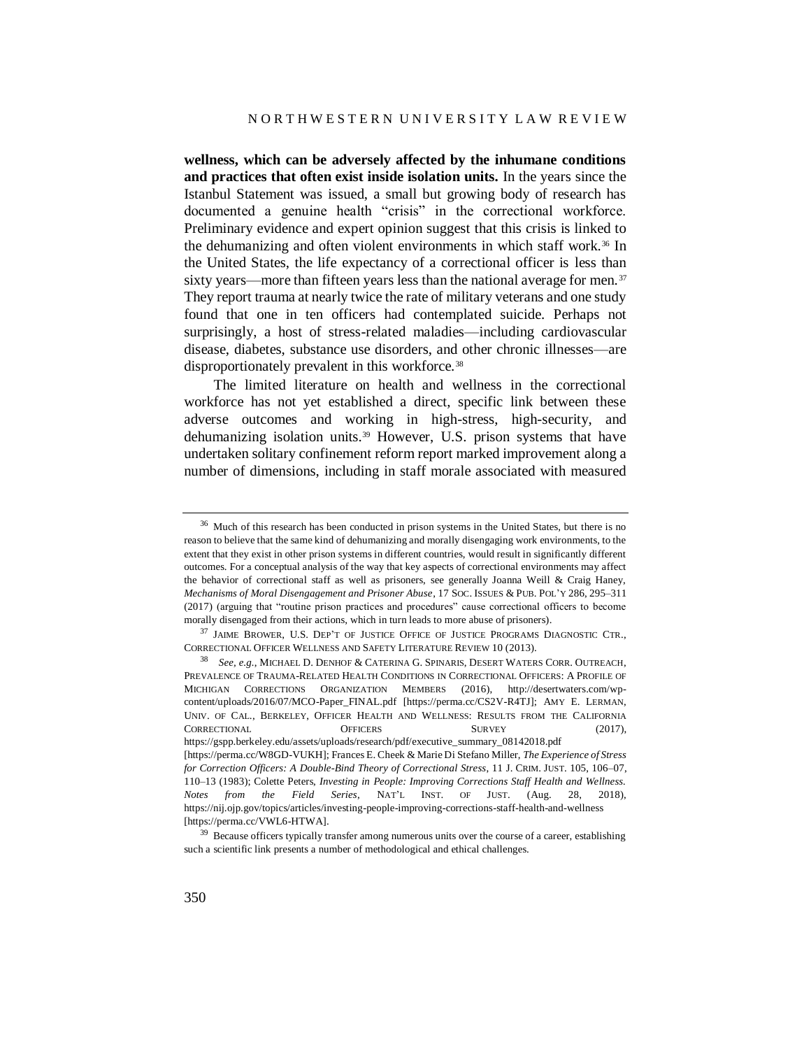**wellness, which can be adversely affected by the inhumane conditions and practices that often exist inside isolation units.** In the years since the Istanbul Statement was issued, a small but growing body of research has documented a genuine health "crisis" in the correctional workforce. Preliminary evidence and expert opinion suggest that this crisis is linked to the dehumanizing and often violent environments in which staff work.[36] In the United States, the life expectancy of a correctional officer is less than sixty years—more than fifteen years less than the national average for men.[37] They report trauma at nearly twice the rate of military veterans and one study found that one in ten officers had contemplated suicide. Perhaps not surprisingly, a host of stress-related maladies—including cardiovascular disease, diabetes, substance use disorders, and other chronic illnesses—are disproportionately prevalent in this workforce.[38]

The limited literature on health and wellness in the correctional workforce has not yet established a direct, specific link between these adverse outcomes and working in high-stress, high-security, and dehumanizing isolation units.[39] However, U.S. prison systems that have undertaken solitary confinement reform report marked improvement along a number of dimensions, including in staff morale associated with measured

---

[36] Much of this research has been conducted in prison systems in the United States, but there is no reason to believe that the same kind of dehumanizing and morally disengaging work environments, to the extent that they exist in other prison systems in different countries, would result in significantly different outcomes. For a conceptual analysis of the way that key aspects of correctional environments may affect the behavior of correctional staff as well as prisoners, see generally Joanna Weill & Craig Haney, *Mechanisms of Moral Disengagement and Prisoner Abuse*, 17 SOC. ISSUES & PUB. POL'Y 286, 295–311 (2017) (arguing that "routine prison practices and procedures" cause correctional officers to become morally disengaged from their actions, which in turn leads to more abuse of prisoners).

[37] JAIME BROWER, U.S. DEP'T OF JUSTICE OFFICE OF JUSTICE PROGRAMS DIAGNOSTIC CTR., CORRECTIONAL OFFICER WELLNESS AND SAFETY LITERATURE REVIEW 10 (2013).

[38] *See, e.g.*, MICHAEL D. DENHOF & CATERINA G. SPINARIS, DESERT WATERS CORR. OUTREACH, PREVALENCE OF TRAUMA-RELATED HEALTH CONDITIONS IN CORRECTIONAL OFFICERS: A PROFILE OF MICHIGAN CORRECTIONS ORGANIZATION MEMBERS (2016), http://desertwaters.com/wp-content/uploads/2016/07/MCO-Paper_FINAL.pdf [https://perma.cc/CS2V-R4TJ]; AMY E. LERMAN, UNIV. OF CAL., BERKELEY, OFFICER HEALTH AND WELLNESS: RESULTS FROM THE CALIFORNIA CORRECTIONAL OFFICERS SURVEY (2017), https://gspp.berkeley.edu/assets/uploads/research/pdf/executive_summary_08142018.pdf [https://perma.cc/W8GD-VUKH]; Frances E. Cheek & Marie Di Stefano Miller, *The Experience of Stress for Correction Officers: A Double-Bind Theory of Correctional Stress*, 11 J. CRIM. JUST. 105, 106–07, 110–13 (1983); Colette Peters, *Investing in People: Improving Corrections Staff Health and Wellness. Notes from the Field Series*, NAT'L INST. OF JUST. (Aug. 28, 2018), https://nij.ojp.gov/topics/articles/investing-people-improving-corrections-staff-health-and-wellness [https://perma.cc/VWL6-HTWA].

[39] Because officers typically transfer among numerous units over the course of a career, establishing such a scientific link presents a number of methodological and ethical challenges.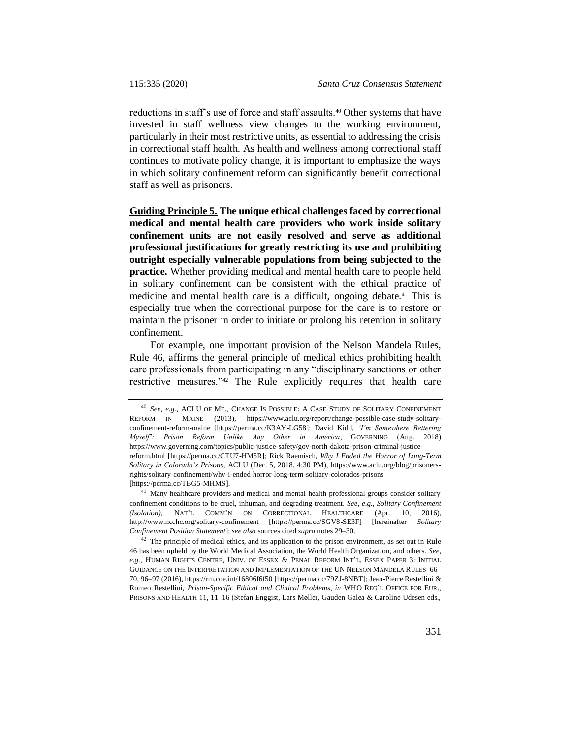reductions in staff's use of force and staff assaults.[40] Other systems that have invested in staff wellness view changes to the working environment, particularly in their most restrictive units, as essential to addressing the crisis in correctional staff health. As health and wellness among correctional staff continues to motivate policy change, it is important to emphasize the ways in which solitary confinement reform can significantly benefit correctional staff as well as prisoners.

**Guiding Principle 5. The unique ethical challenges faced by correctional medical and mental health care providers who work inside solitary confinement units are not easily resolved and serve as additional professional justifications for greatly restricting its use and prohibiting outright especially vulnerable populations from being subjected to the practice.** Whether providing medical and mental health care to people held in solitary confinement can be consistent with the ethical practice of medicine and mental health care is a difficult, ongoing debate.[41] This is especially true when the correctional purpose for the care is to restore or maintain the prisoner in order to initiate or prolong his retention in solitary confinement.

For example, one important provision of the Nelson Mandela Rules, Rule 46, affirms the general principle of medical ethics prohibiting health care professionals from participating in any "disciplinary sanctions or other restrictive measures."[42] The Rule explicitly requires that health care

---

[40] *See, e.g.*, ACLU OF ME., CHANGE IS POSSIBLE: A CASE STUDY OF SOLITARY CONFINEMENT REFORM IN MAINE (2013), https://www.aclu.org/report/change-possible-case-study-solitary-confinement-reform-maine [https://perma.cc/K3AY-LG58]; David Kidd, *'I'm Somewhere Bettering Myself': Prison Reform Unlike Any Other in America*, GOVERNING (Aug. 2018) https://www.governing.com/topics/public-justice-safety/gov-north-dakota-prison-criminal-justice-reform.html [https://perma.cc/CTU7-HM5R]; Rick Raemisch, *Why I Ended the Horror of Long-Term Solitary in Colorado's Prisons*, ACLU (Dec. 5, 2018, 4:30 PM), https://www.aclu.org/blog/prisoners-rights/solitary-confinement/why-i-ended-horror-long-term-solitary-colorados-prisons [https://perma.cc/TBG5-MHMS].

[41] Many healthcare providers and medical and mental health professional groups consider solitary confinement conditions to be cruel, inhuman, and degrading treatment. *See, e.g.*, *Solitary Confinement (Isolation)*, NAT'L COMM'N ON CORRECTIONAL HEALTHCARE (Apr. 10, 2016), http://www.ncchc.org/solitary-confinement [https://perma.cc/SGV8-SE3F] [hereinafter *Solitary Confinement Position Statement*]; *see also* sources cited *supra* notes 29–30.

[42] The principle of medical ethics, and its application to the prison environment, as set out in Rule 46 has been upheld by the World Medical Association, the World Health Organization, and others. *See, e.g.*, HUMAN RIGHTS CENTRE, UNIV. OF ESSEX & PENAL REFORM INT'L, ESSEX PAPER 3: INITIAL GUIDANCE ON THE INTERPRETATION AND IMPLEMENTATION OF THE UN NELSON MANDELA RULES 66–70, 96–97 (2016), https://rm.coe.int/16806f6f50 [https://perma.cc/79ZJ-8NBT]; Jean-Pierre Restellini & Romeo Restellini, *Prison-Specific Ethical and Clinical Problems*, *in* WHO REG'L OFFICE FOR EUR., PRISONS AND HEALTH 11, 11–16 (Stefan Enggist, Lars Møller, Gauden Galea & Caroline Udesen eds.,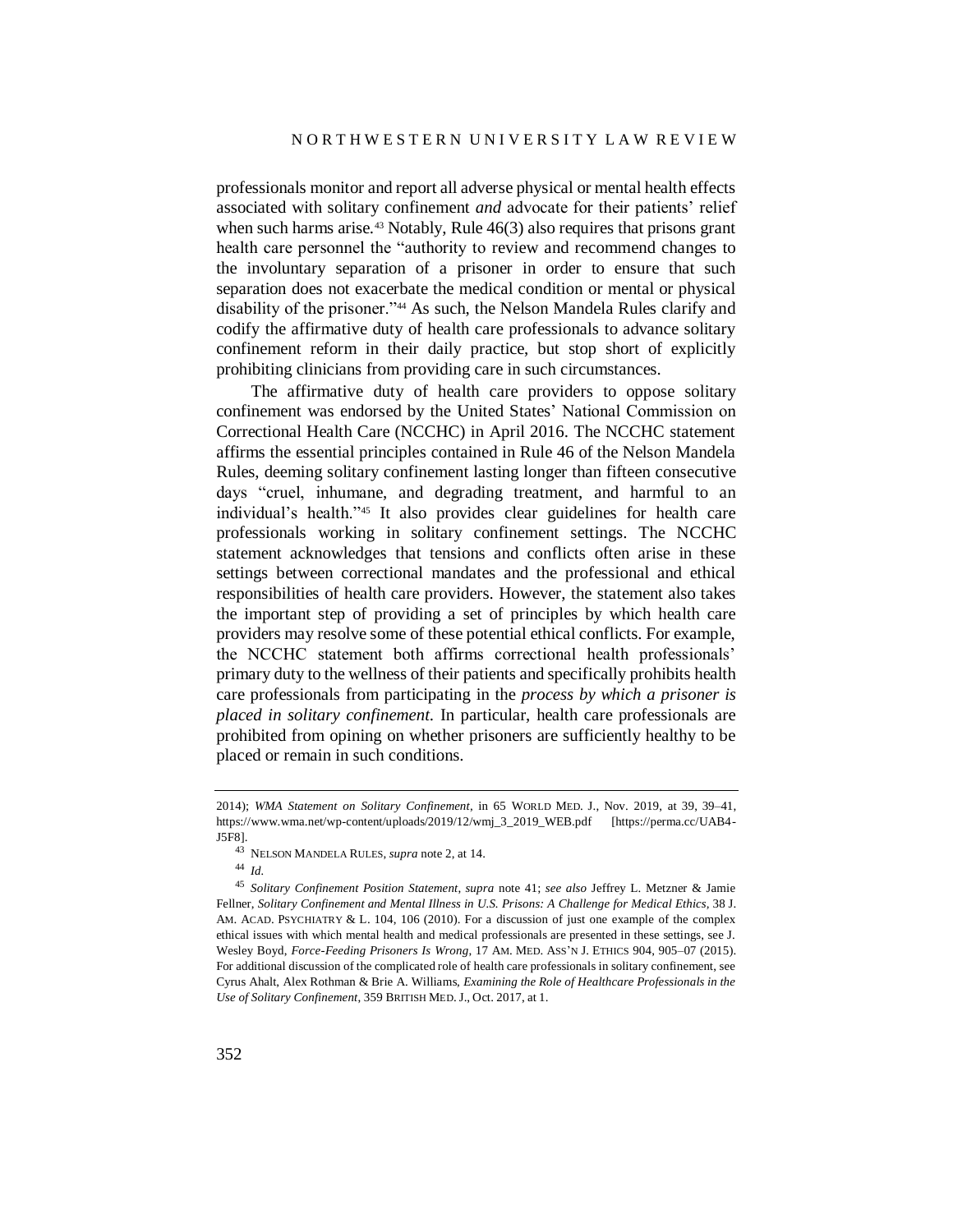professionals monitor and report all adverse physical or mental health effects associated with solitary confinement *and* advocate for their patients' relief when such harms arise.[43] Notably, Rule 46(3) also requires that prisons grant health care personnel the "authority to review and recommend changes to the involuntary separation of a prisoner in order to ensure that such separation does not exacerbate the medical condition or mental or physical disability of the prisoner."[44] As such, the Nelson Mandela Rules clarify and codify the affirmative duty of health care professionals to advance solitary confinement reform in their daily practice, but stop short of explicitly prohibiting clinicians from providing care in such circumstances.

The affirmative duty of health care providers to oppose solitary confinement was endorsed by the United States' National Commission on Correctional Health Care (NCCHC) in April 2016. The NCCHC statement affirms the essential principles contained in Rule 46 of the Nelson Mandela Rules, deeming solitary confinement lasting longer than fifteen consecutive days "cruel, inhumane, and degrading treatment, and harmful to an individual's health."[45] It also provides clear guidelines for health care professionals working in solitary confinement settings. The NCCHC statement acknowledges that tensions and conflicts often arise in these settings between correctional mandates and the professional and ethical responsibilities of health care providers. However, the statement also takes the important step of providing a set of principles by which health care providers may resolve some of these potential ethical conflicts. For example, the NCCHC statement both affirms correctional health professionals' primary duty to the wellness of their patients and specifically prohibits health care professionals from participating in the *process by which a prisoner is placed in solitary confinement*. In particular, health care professionals are prohibited from opining on whether prisoners are sufficiently healthy to be placed or remain in such conditions.

---

2014); *WMA Statement on Solitary Confinement*, in 65 WORLD MED. J., Nov. 2019, at 39, 39–41, https://www.wma.net/wp-content/uploads/2019/12/wmj_3_2019_WEB.pdf [https://perma.cc/UAB4-J5F8].

[43] NELSON MANDELA RULES, *supra* note 2, at 14.

[44] *Id.*

[45] *Solitary Confinement Position Statement*, *supra* note 41; *see also* Jeffrey L. Metzner & Jamie Fellner, *Solitary Confinement and Mental Illness in U.S. Prisons: A Challenge for Medical Ethics*, 38 J. AM. ACAD. PSYCHIATRY & L. 104, 106 (2010). For a discussion of just one example of the complex ethical issues with which mental health and medical professionals are presented in these settings, see J. Wesley Boyd, *Force-Feeding Prisoners Is Wrong*, 17 AM. MED. ASS'N J. ETHICS 904, 905–07 (2015). For additional discussion of the complicated role of health care professionals in solitary confinement, see Cyrus Ahalt, Alex Rothman & Brie A. Williams, *Examining the Role of Healthcare Professionals in the Use of Solitary Confinement*, 359 BRITISH MED. J., Oct. 2017, at 1.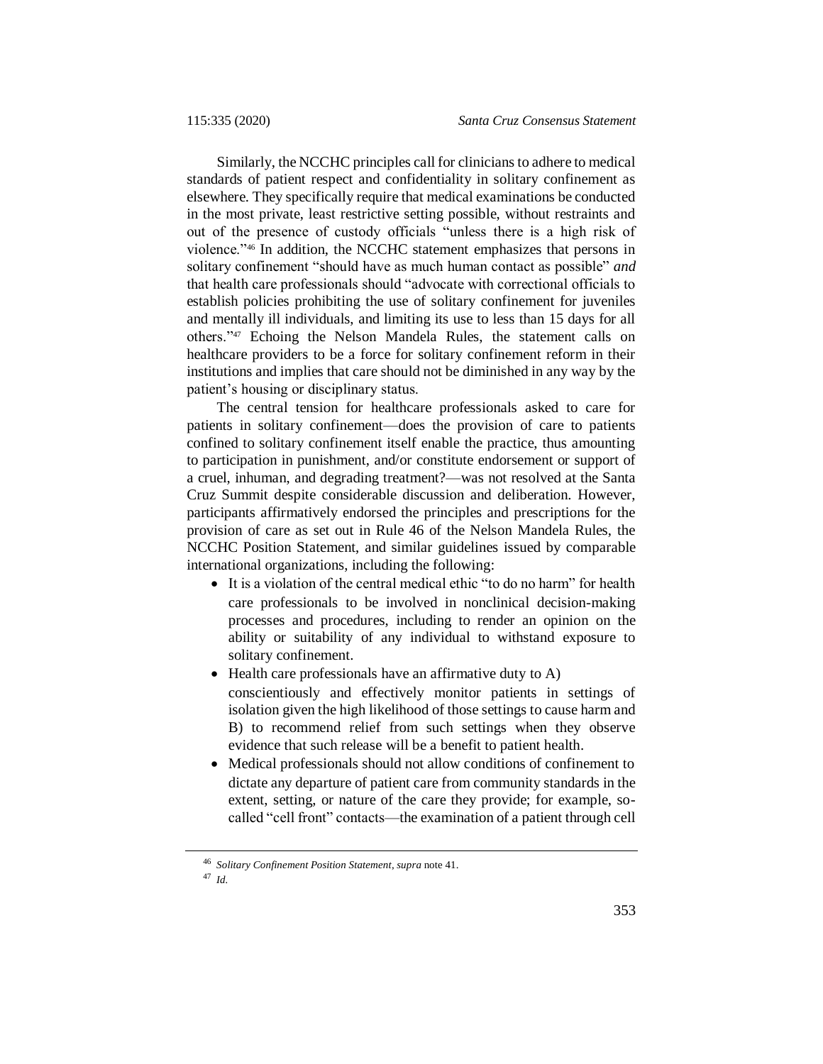Similarly, the NCCHC principles call for clinicians to adhere to medical standards of patient respect and confidentiality in solitary confinement as elsewhere. They specifically require that medical examinations be conducted in the most private, least restrictive setting possible, without restraints and out of the presence of custody officials "unless there is a high risk of violence."[46] In addition, the NCCHC statement emphasizes that persons in solitary confinement "should have as much human contact as possible" *and* that health care professionals should "advocate with correctional officials to establish policies prohibiting the use of solitary confinement for juveniles and mentally ill individuals, and limiting its use to less than 15 days for all others."[47] Echoing the Nelson Mandela Rules, the statement calls on healthcare providers to be a force for solitary confinement reform in their institutions and implies that care should not be diminished in any way by the patient's housing or disciplinary status.

The central tension for healthcare professionals asked to care for patients in solitary confinement—does the provision of care to patients confined to solitary confinement itself enable the practice, thus amounting to participation in punishment, and/or constitute endorsement or support of a cruel, inhuman, and degrading treatment?—was not resolved at the Santa Cruz Summit despite considerable discussion and deliberation. However, participants affirmatively endorsed the principles and prescriptions for the provision of care as set out in Rule 46 of the Nelson Mandela Rules, the NCCHC Position Statement, and similar guidelines issued by comparable international organizations, including the following:

- It is a violation of the central medical ethic "to do no harm" for health care professionals to be involved in nonclinical decision-making processes and procedures, including to render an opinion on the ability or suitability of any individual to withstand exposure to solitary confinement.
- Health care professionals have an affirmative duty to A) conscientiously and effectively monitor patients in settings of isolation given the high likelihood of those settings to cause harm and B) to recommend relief from such settings when they observe evidence that such release will be a benefit to patient health.
- Medical professionals should not allow conditions of confinement to dictate any departure of patient care from community standards in the extent, setting, or nature of the care they provide; for example, so-called "cell front" contacts—the examination of a patient through cell

---

[46] *Solitary Confinement Position Statement*, *supra* note 41.

[47] *Id.*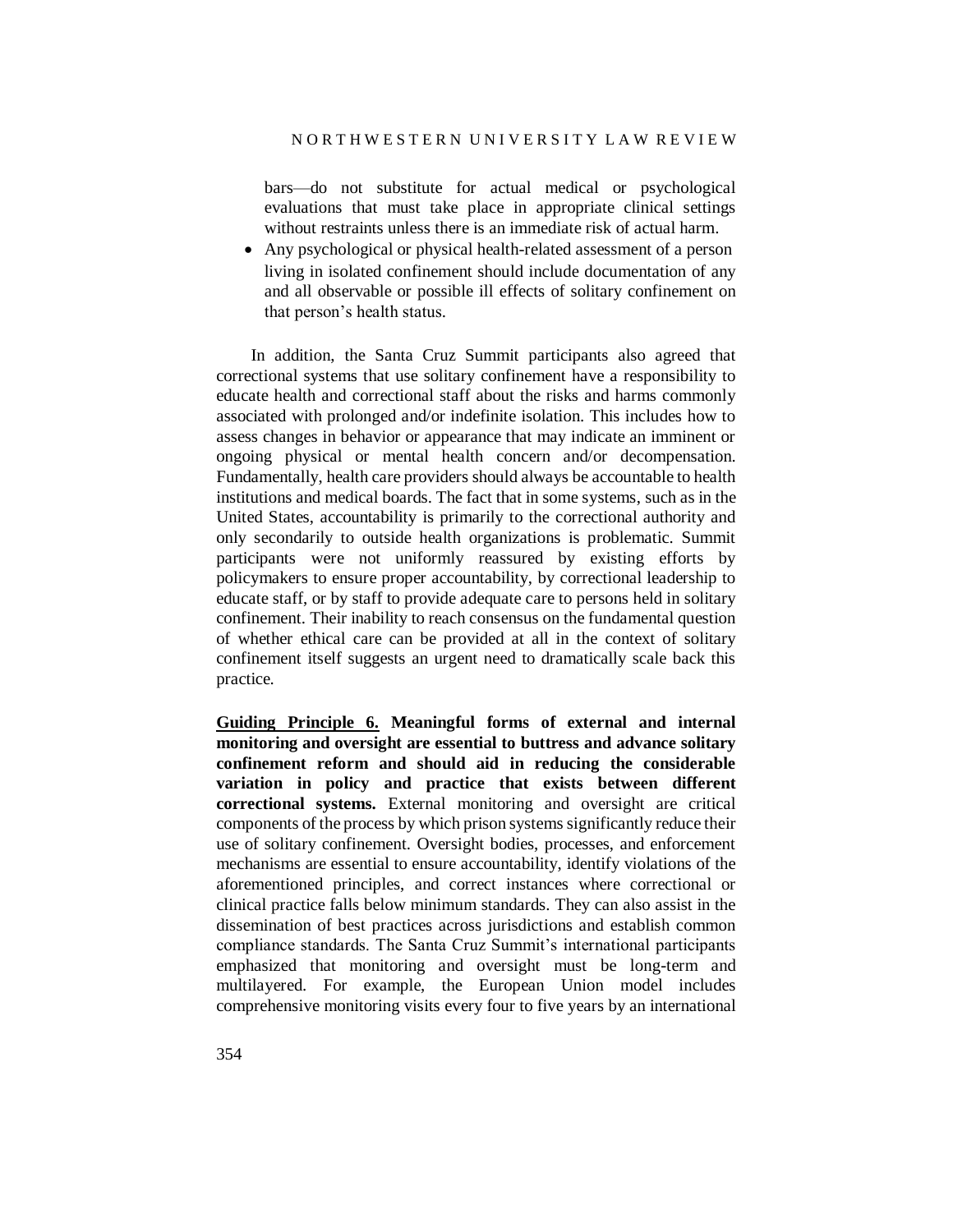bars—do not substitute for actual medical or psychological evaluations that must take place in appropriate clinical settings without restraints unless there is an immediate risk of actual harm.

- Any psychological or physical health-related assessment of a person living in isolated confinement should include documentation of any and all observable or possible ill effects of solitary confinement on that person's health status.

In addition, the Santa Cruz Summit participants also agreed that correctional systems that use solitary confinement have a responsibility to educate health and correctional staff about the risks and harms commonly associated with prolonged and/or indefinite isolation. This includes how to assess changes in behavior or appearance that may indicate an imminent or ongoing physical or mental health concern and/or decompensation. Fundamentally, health care providers should always be accountable to health institutions and medical boards. The fact that in some systems, such as in the United States, accountability is primarily to the correctional authority and only secondarily to outside health organizations is problematic. Summit participants were not uniformly reassured by existing efforts by policymakers to ensure proper accountability, by correctional leadership to educate staff, or by staff to provide adequate care to persons held in solitary confinement. Their inability to reach consensus on the fundamental question of whether ethical care can be provided at all in the context of solitary confinement itself suggests an urgent need to dramatically scale back this practice.

**<u>Guiding Principle 6.</u> Meaningful forms of external and internal monitoring and oversight are essential to buttress and advance solitary confinement reform and should aid in reducing the considerable variation in policy and practice that exists between different correctional systems.** External monitoring and oversight are critical components of the process by which prison systems significantly reduce their use of solitary confinement. Oversight bodies, processes, and enforcement mechanisms are essential to ensure accountability, identify violations of the aforementioned principles, and correct instances where correctional or clinical practice falls below minimum standards. They can also assist in the dissemination of best practices across jurisdictions and establish common compliance standards. The Santa Cruz Summit's international participants emphasized that monitoring and oversight must be long-term and multilayered. For example, the European Union model includes comprehensive monitoring visits every four to five years by an international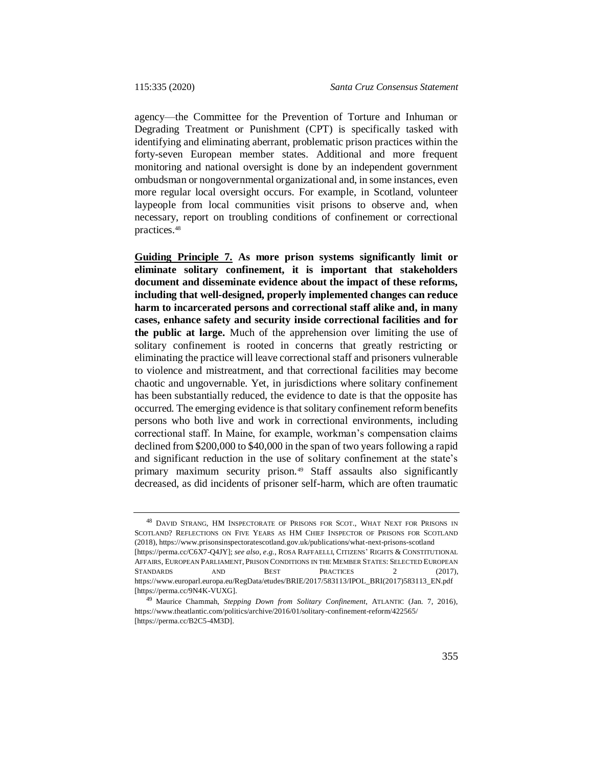agency—the Committee for the Prevention of Torture and Inhuman or Degrading Treatment or Punishment (CPT) is specifically tasked with identifying and eliminating aberrant, problematic prison practices within the forty-seven European member states. Additional and more frequent monitoring and national oversight is done by an independent government ombudsman or nongovernmental organizational and, in some instances, even more regular local oversight occurs. For example, in Scotland, volunteer laypeople from local communities visit prisons to observe and, when necessary, report on troubling conditions of confinement or correctional practices.[48]

**Guiding Principle 7. As more prison systems significantly limit or eliminate solitary confinement, it is important that stakeholders document and disseminate evidence about the impact of these reforms, including that well-designed, properly implemented changes can reduce harm to incarcerated persons and correctional staff alike and, in many cases, enhance safety and security inside correctional facilities and for the public at large.** Much of the apprehension over limiting the use of solitary confinement is rooted in concerns that greatly restricting or eliminating the practice will leave correctional staff and prisoners vulnerable to violence and mistreatment, and that correctional facilities may become chaotic and ungovernable. Yet, in jurisdictions where solitary confinement has been substantially reduced, the evidence to date is that the opposite has occurred. The emerging evidence is that solitary confinement reform benefits persons who both live and work in correctional environments, including correctional staff. In Maine, for example, workman's compensation claims declined from $200,000 to $40,000 in the span of two years following a rapid and significant reduction in the use of solitary confinement at the state's primary maximum security prison.[49] Staff assaults also significantly decreased, as did incidents of prisoner self-harm, which are often traumatic

---

[48] DAVID STRANG, HM INSPECTORATE OF PRISONS FOR SCOT., WHAT NEXT FOR PRISONS IN SCOTLAND? REFLECTIONS ON FIVE YEARS AS HM CHIEF INSPECTOR OF PRISONS FOR SCOTLAND (2018), https://www.prisonsinspectoratescotland.gov.uk/publications/what-next-prisons-scotland [https://perma.cc/C6X7-Q4JY]; *see also, e.g.*, ROSA RAFFAELLI, CITIZENS' RIGHTS & CONSTITUTIONAL AFFAIRS, EUROPEAN PARLIAMENT, PRISON CONDITIONS IN THE MEMBER STATES: SELECTED EUROPEAN STANDARDS AND BEST PRACTICES 2 (2017), https://www.europarl.europa.eu/RegData/etudes/BRIE/2017/583113/IPOL_BRI(2017)583113_EN.pdf [https://perma.cc/9N4K-VUXG].

[49] Maurice Chammah, *Stepping Down from Solitary Confinement*, ATLANTIC (Jan. 7, 2016), https://www.theatlantic.com/politics/archive/2016/01/solitary-confinement-reform/422565/ [https://perma.cc/B2C5-4M3D].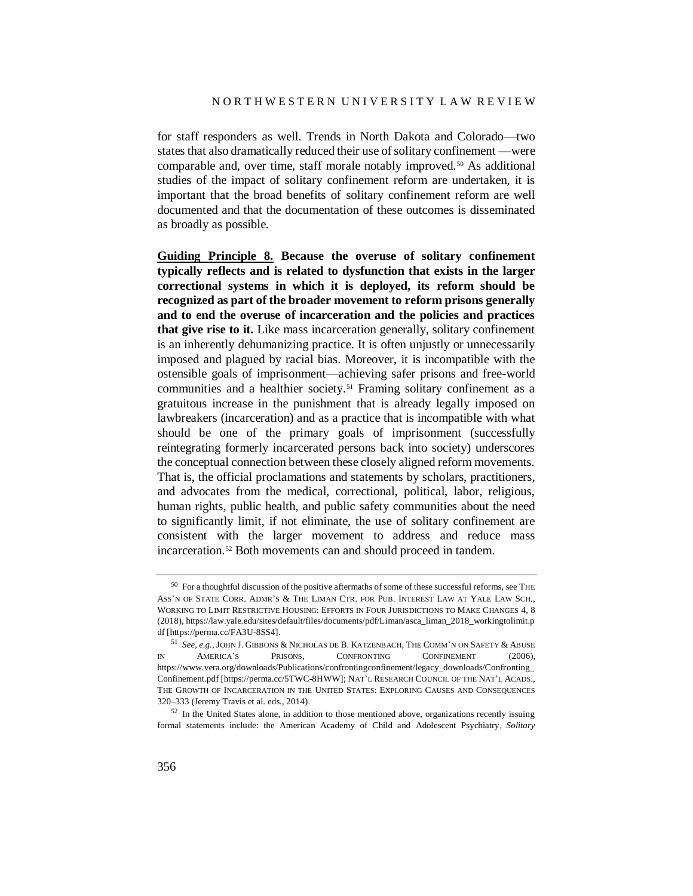for staff responders as well. Trends in North Dakota and Colorado—two states that also dramatically reduced their use of solitary confinement —were comparable and, over time, staff morale notably improved.[50] As additional studies of the impact of solitary confinement reform are undertaken, it is important that the broad benefits of solitary confinement reform are well documented and that the documentation of these outcomes is disseminated as broadly as possible.

**Guiding Principle 8. Because the overuse of solitary confinement typically reflects and is related to dysfunction that exists in the larger correctional systems in which it is deployed, its reform should be recognized as part of the broader movement to reform prisons generally and to end the overuse of incarceration and the policies and practices that give rise to it.** Like mass incarceration generally, solitary confinement is an inherently dehumanizing practice. It is often unjustly or unnecessarily imposed and plagued by racial bias. Moreover, it is incompatible with the ostensible goals of imprisonment—achieving safer prisons and free-world communities and a healthier society.[51] Framing solitary confinement as a gratuitous increase in the punishment that is already legally imposed on lawbreakers (incarceration) and as a practice that is incompatible with what should be one of the primary goals of imprisonment (successfully reintegrating formerly incarcerated persons back into society) underscores the conceptual connection between these closely aligned reform movements. That is, the official proclamations and statements by scholars, practitioners, and advocates from the medical, correctional, political, labor, religious, human rights, public health, and public safety communities about the need to significantly limit, if not eliminate, the use of solitary confinement are consistent with the larger movement to address and reduce mass incarceration.[52] Both movements can and should proceed in tandem.

---

[50] For a thoughtful discussion of the positive aftermaths of some of these successful reforms, see THE ASS'N OF STATE CORR. ADMR'S & THE LIMAN CTR. FOR PUB. INTEREST LAW AT YALE LAW SCH., WORKING TO LIMIT RESTRICTIVE HOUSING: EFFORTS IN FOUR JURISDICTIONS TO MAKE CHANGES 4, 8 (2018), https://law.yale.edu/sites/default/files/documents/pdf/Liman/asca_liman_2018_workingtolimit.pdf [https://perma.cc/FA3U-8SS4].

[51] *See, e.g.*, JOHN J. GIBBONS & NICHOLAS DE B. KATZENBACH, THE COMM'N ON SAFETY & ABUSE IN AMERICA'S PRISONS, CONFRONTING CONFINEMENT (2006), https://www.vera.org/downloads/Publications/confrontingconfinement/legacy_downloads/Confronting_Confinement.pdf [https://perma.cc/5TWC-8HWW]; NAT'L RESEARCH COUNCIL OF THE NAT'L ACADS., THE GROWTH OF INCARCERATION IN THE UNITED STATES: EXPLORING CAUSES AND CONSEQUENCES 320–333 (Jeremy Travis et al. eds., 2014).

[52] In the United States alone, in addition to those mentioned above, organizations recently issuing formal statements include: the American Academy of Child and Adolescent Psychiatry, *Solitary*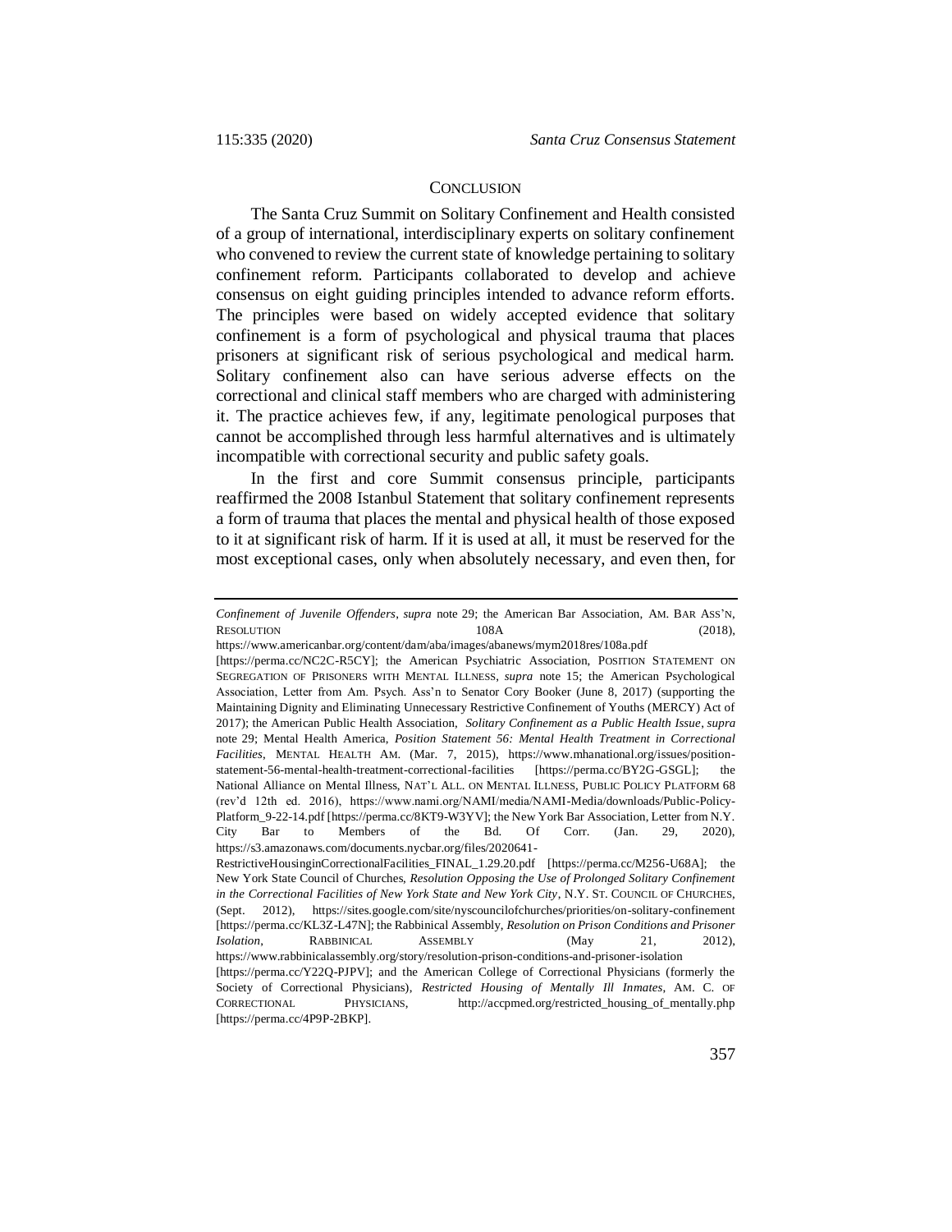## CONCLUSION

The Santa Cruz Summit on Solitary Confinement and Health consisted of a group of international, interdisciplinary experts on solitary confinement who convened to review the current state of knowledge pertaining to solitary confinement reform. Participants collaborated to develop and achieve consensus on eight guiding principles intended to advance reform efforts. The principles were based on widely accepted evidence that solitary confinement is a form of psychological and physical trauma that places prisoners at significant risk of serious psychological and medical harm. Solitary confinement also can have serious adverse effects on the correctional and clinical staff members who are charged with administering it. The practice achieves few, if any, legitimate penological purposes that cannot be accomplished through less harmful alternatives and is ultimately incompatible with correctional security and public safety goals.

In the first and core Summit consensus principle, participants reaffirmed the 2008 Istanbul Statement that solitary confinement represents a form of trauma that places the mental and physical health of those exposed to it at significant risk of harm. If it is used at all, it must be reserved for the most exceptional cases, only when absolutely necessary, and even then, for

---

*Confinement of Juvenile Offenders*, *supra* note 29; the American Bar Association, AM. BAR ASS'N, RESOLUTION 108A (2018), https://www.americanbar.org/content/dam/aba/images/abanews/mym2018res/108a.pdf [https://perma.cc/NC2C-R5CY]; the American Psychiatric Association, POSITION STATEMENT ON SEGREGATION OF PRISONERS WITH MENTAL ILLNESS, *supra* note 15; the American Psychological Association, Letter from Am. Psych. Ass'n to Senator Cory Booker (June 8, 2017) (supporting the Maintaining Dignity and Eliminating Unnecessary Restrictive Confinement of Youths (MERCY) Act of 2017); the American Public Health Association, *Solitary Confinement as a Public Health Issue*, *supra* note 29; Mental Health America, *Position Statement 56: Mental Health Treatment in Correctional Facilities*, MENTAL HEALTH AM. (Mar. 7, 2015), https://www.mhanational.org/issues/position-statement-56-mental-health-treatment-correctional-facilities [https://perma.cc/BY2G-GSGL]; the National Alliance on Mental Illness, NAT'L ALL. ON MENTAL ILLNESS, PUBLIC POLICY PLATFORM 68 (rev'd 12th ed. 2016), https://www.nami.org/NAMI/media/NAMI-Media/downloads/Public-Policy-Platform_9-22-14.pdf [https://perma.cc/8KT9-W3YV]; the New York Bar Association, Letter from N.Y. City Bar to Members of the Bd. Of Corr. (Jan. 29, 2020), https://s3.amazonaws.com/documents.nycbar.org/files/2020641-RestrictiveHousinginCorrectionalFacilities_FINAL_1.29.20.pdf [https://perma.cc/M256-U68A]; the New York State Council of Churches, *Resolution Opposing the Use of Prolonged Solitary Confinement in the Correctional Facilities of New York State and New York City*, N.Y. ST. COUNCIL OF CHURCHES, (Sept. 2012), https://sites.google.com/site/nyscouncilofchurches/priorities/on-solitary-confinement [https://perma.cc/KL3Z-L47N]; the Rabbinical Assembly, *Resolution on Prison Conditions and Prisoner Isolation*, RABBINICAL ASSEMBLY (May 21, 2012), https://www.rabbinicalassembly.org/story/resolution-prison-conditions-and-prisoner-isolation [https://perma.cc/Y22Q-PJPV]; and the American College of Correctional Physicians (formerly the Society of Correctional Physicians), *Restricted Housing of Mentally Ill Inmates*, AM. C. OF CORRECTIONAL PHYSICIANS, http://accpmed.org/restricted_housing_of_mentally.php [https://perma.cc/4P9P-2BKP].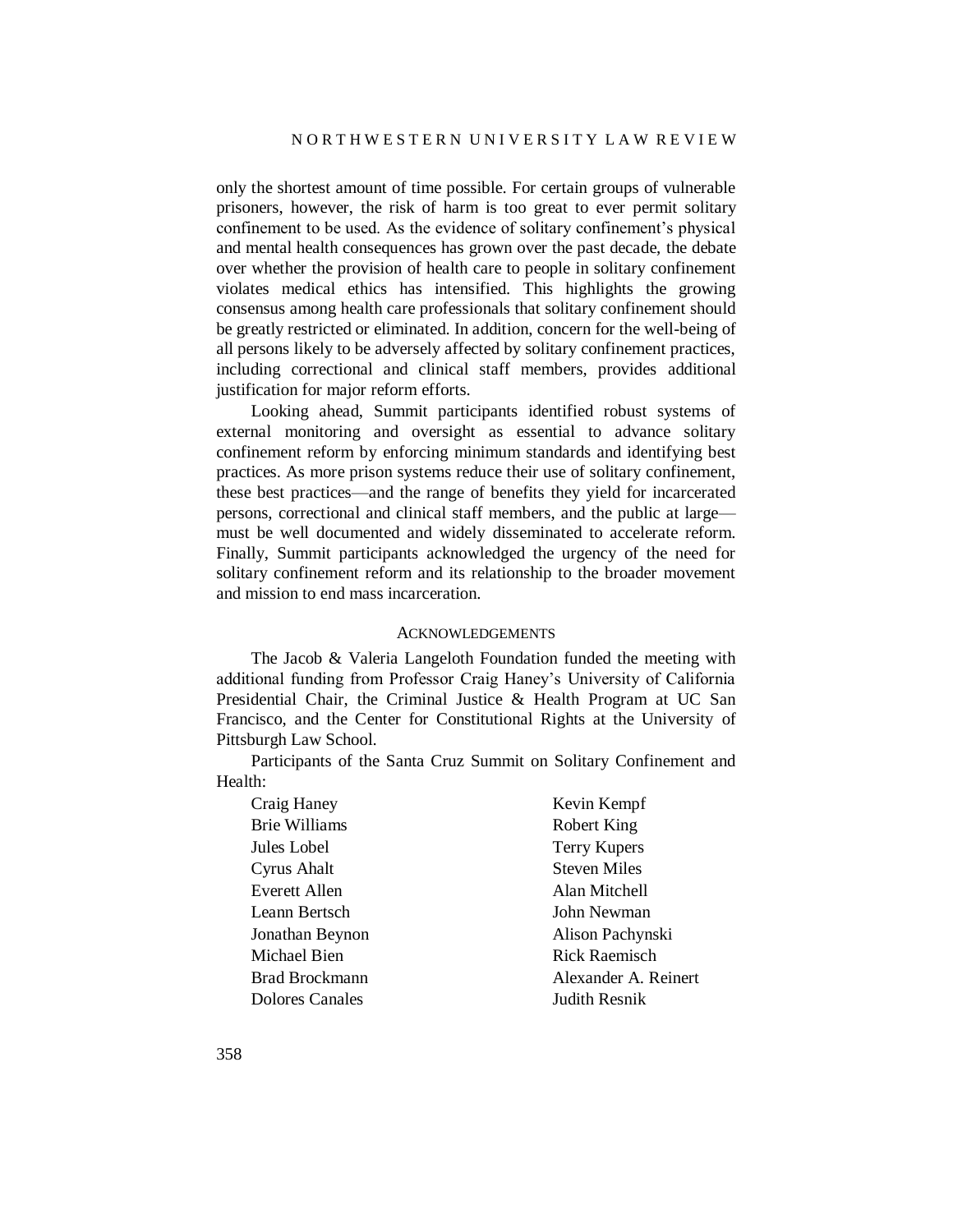only the shortest amount of time possible. For certain groups of vulnerable prisoners, however, the risk of harm is too great to ever permit solitary confinement to be used. As the evidence of solitary confinement's physical and mental health consequences has grown over the past decade, the debate over whether the provision of health care to people in solitary confinement violates medical ethics has intensified. This highlights the growing consensus among health care professionals that solitary confinement should be greatly restricted or eliminated. In addition, concern for the well-being of all persons likely to be adversely affected by solitary confinement practices, including correctional and clinical staff members, provides additional justification for major reform efforts.

Looking ahead, Summit participants identified robust systems of external monitoring and oversight as essential to advance solitary confinement reform by enforcing minimum standards and identifying best practices. As more prison systems reduce their use of solitary confinement, these best practices—and the range of benefits they yield for incarcerated persons, correctional and clinical staff members, and the public at large—must be well documented and widely disseminated to accelerate reform. Finally, Summit participants acknowledged the urgency of the need for solitary confinement reform and its relationship to the broader movement and mission to end mass incarceration.

## ACKNOWLEDGEMENTS

The Jacob & Valeria Langeloth Foundation funded the meeting with additional funding from Professor Craig Haney's University of California Presidential Chair, the Criminal Justice & Health Program at UC San Francisco, and the Center for Constitutional Rights at the University of Pittsburgh Law School.

Participants of the Santa Cruz Summit on Solitary Confinement and Health:

Craig Haney
Brie Williams
Jules Lobel
Cyrus Ahalt
Everett Allen
Leann Bertsch
Jonathan Beynon
Michael Bien
Brad Brockmann
Dolores Canales
Kevin Kempf
Robert King
Terry Kupers
Steven Miles
Alan Mitchell
John Newman
Alison Pachynski
Rick Raemisch
Alexander A. Reinert
Judith Resnik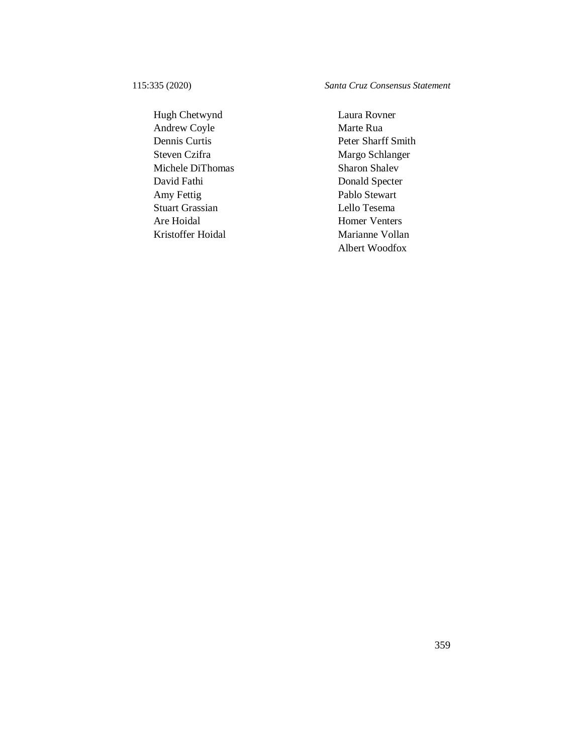Hugh Chetwynd
Andrew Coyle
Dennis Curtis
Steven Czifra
Michele DiThomas
David Fathi
Amy Fettig
Stuart Grassian
Are Hoidal
Kristoffer Hoidal
Laura Rovner
Marte Rua
Peter Sharff Smith
Margo Schlanger
Sharon Shalev
Donald Specter
Pablo Stewart
Lello Tesema
Homer Venters
Marianne Vollan
Albert Woodfox